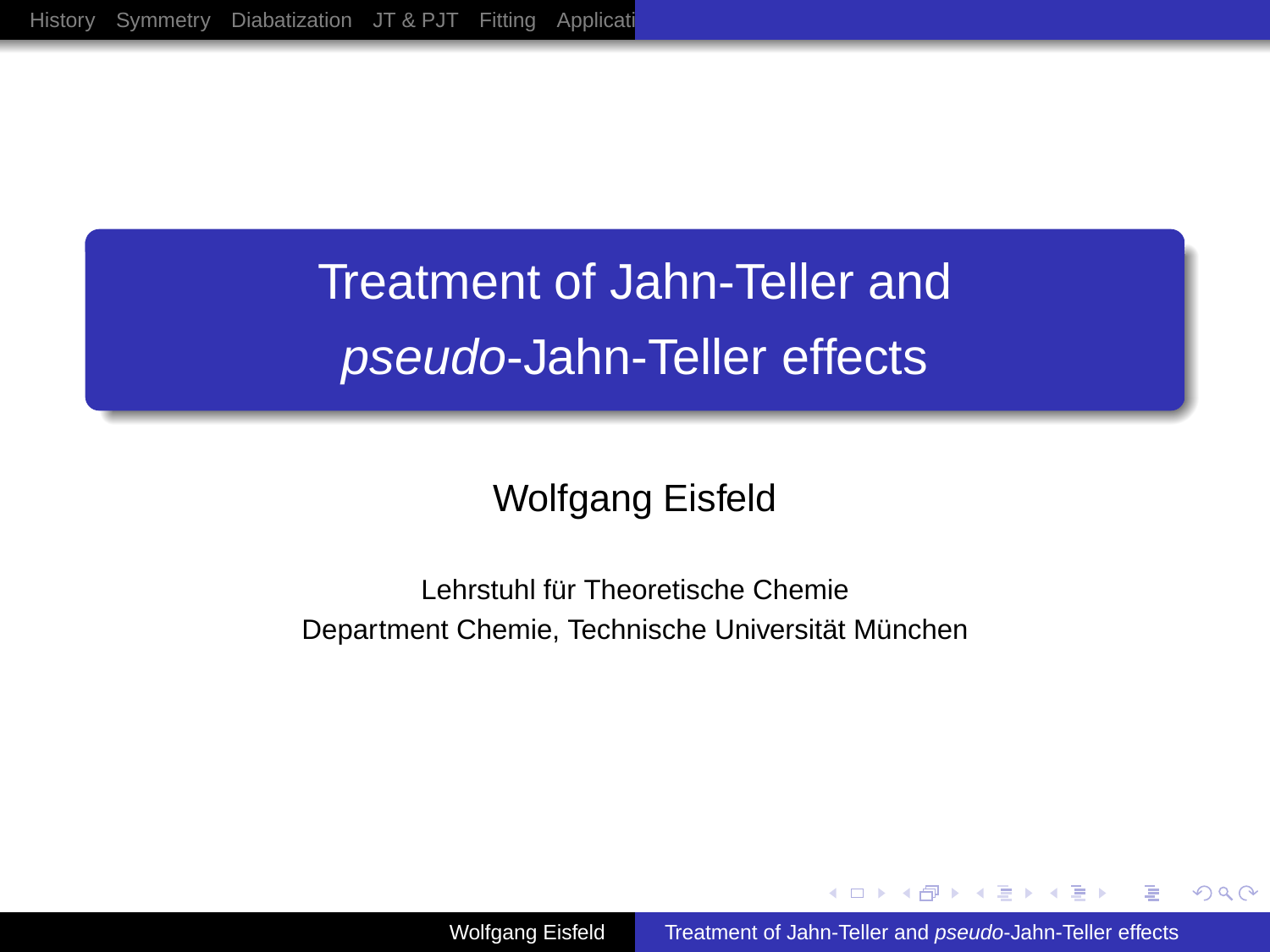# Treatment of Jahn-Teller and *pseudo*-Jahn-Teller effects

Wolfgang Eisfeld

Lehrstuhl für Theoretische Chemie
Department Chemie, Technische Universität München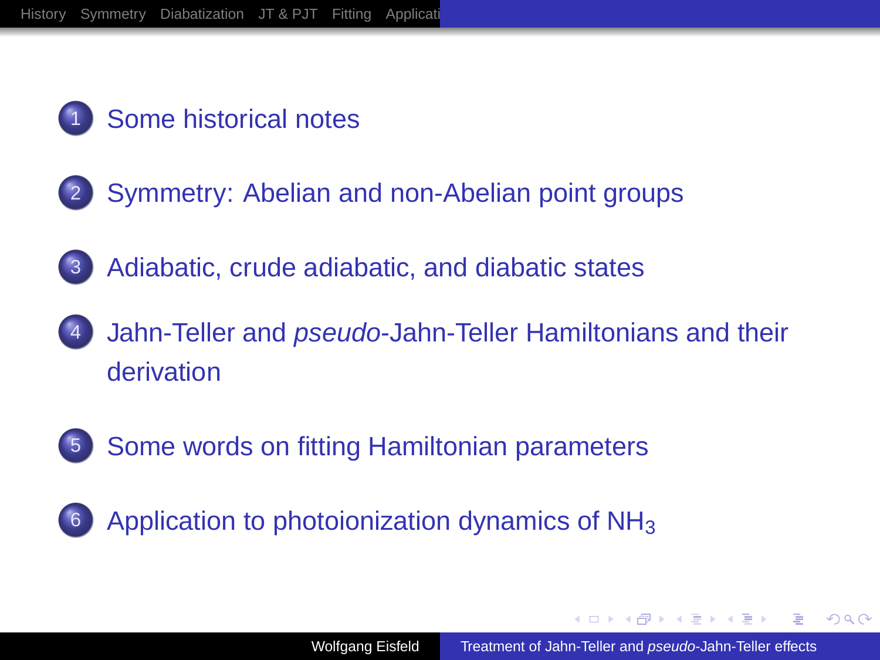1. Some historical notes

2. Symmetry: Abelian and non-Abelian point groups

3. Adiabatic, crude adiabatic, and diabatic states

4. Jahn-Teller and *pseudo*-Jahn-Teller Hamiltonians and their derivation

5. Some words on fitting Hamiltonian parameters

6. Application to photoionization dynamics of $NH_3$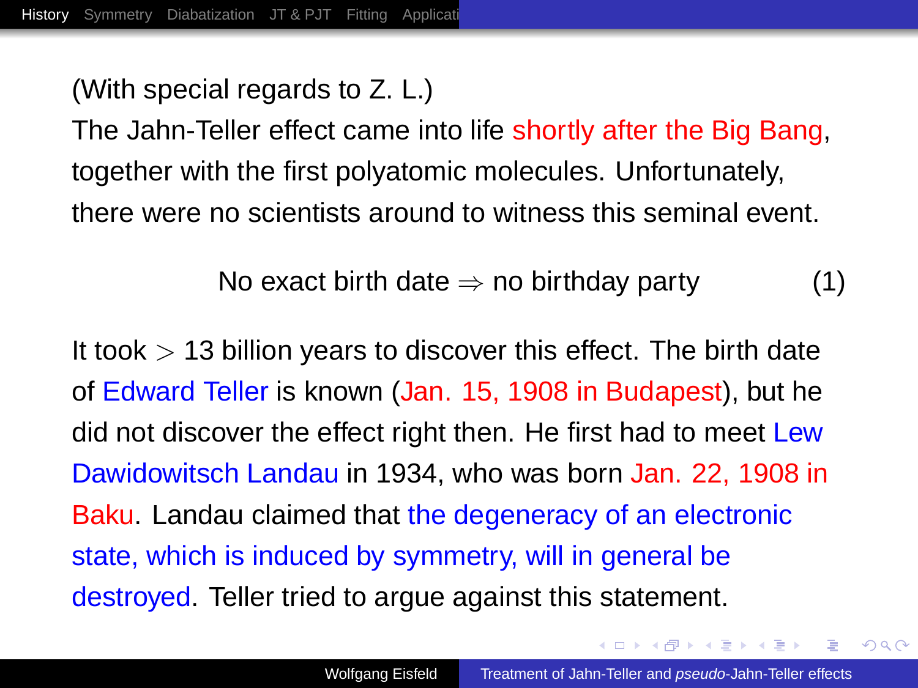(With special regards to Z. L.)

The Jahn-Teller effect came into life shortly after the Big Bang, together with the first polyatomic molecules. Unfortunately, there were no scientists around to witness this seminal event.

$$\text{No exact birth date} \Rightarrow \text{no birthday party} \tag{1}$$

It took $>$ 13 billion years to discover this effect. The birth date of Edward Teller is known (Jan. 15, 1908 in Budapest), but he did not discover the effect right then. He first had to meet Lew Dawidowitsch Landau in 1934, who was born Jan. 22, 1908 in Baku. Landau claimed that the degeneracy of an electronic state, which is induced by symmetry, will in general be destroyed. Teller tried to argue against this statement.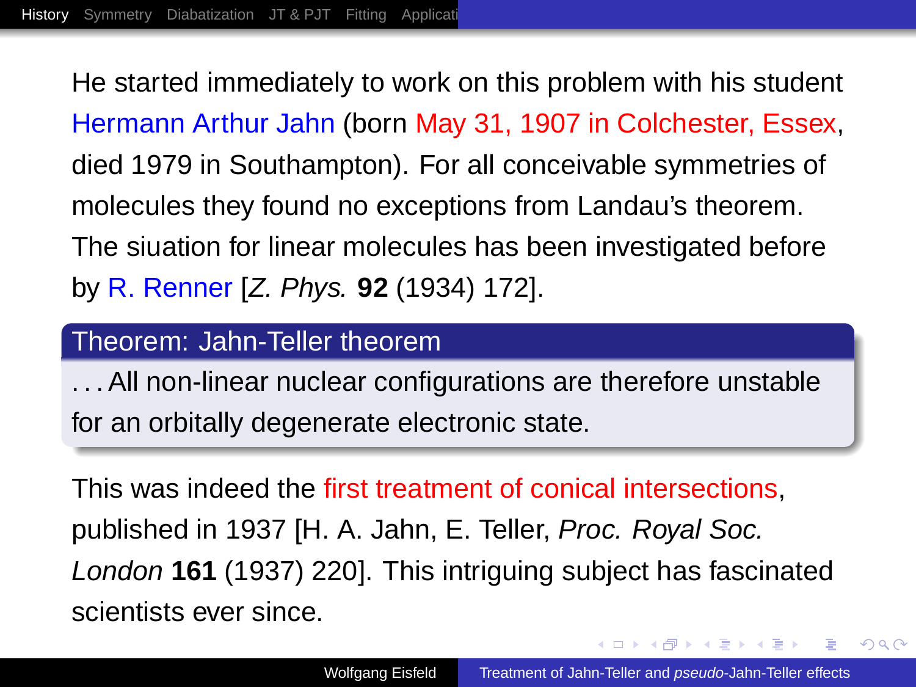He started immediately to work on this problem with his student Hermann Arthur Jahn (born May 31, 1907 in Colchester, Essex, died 1979 in Southampton). For all conceivable symmetries of molecules they found no exceptions from Landau's theorem. The siuation for linear molecules has been investigated before by R. Renner [*Z. Phys.* **92** (1934) 172].

**Theorem: Jahn-Teller theorem**

…All non-linear nuclear configurations are therefore unstable for an orbitally degenerate electronic state.

This was indeed the first treatment of conical intersections, published in 1937 [H. A. Jahn, E. Teller, *Proc. Royal Soc. London* **161** (1937) 220]. This intriguing subject has fascinated scientists ever since.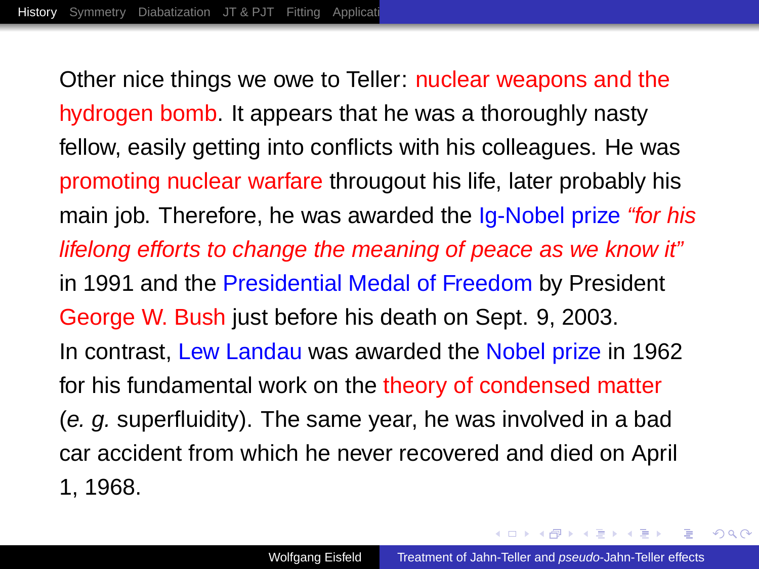Other nice things we owe to Teller: nuclear weapons and the hydrogen bomb. It appears that he was a thoroughly nasty fellow, easily getting into conflicts with his colleagues. He was promoting nuclear warfare througout his life, later probably his main job. Therefore, he was awarded the Ig-Nobel prize *"for his lifelong efforts to change the meaning of peace as we know it"* in 1991 and the Presidential Medal of Freedom by President George W. Bush just before his death on Sept. 9, 2003.

In contrast, Lew Landau was awarded the Nobel prize in 1962 for his fundamental work on the theory of condensed matter (*e. g.* superfluidity). The same year, he was involved in a bad car accident from which he never recovered and died on April 1, 1968.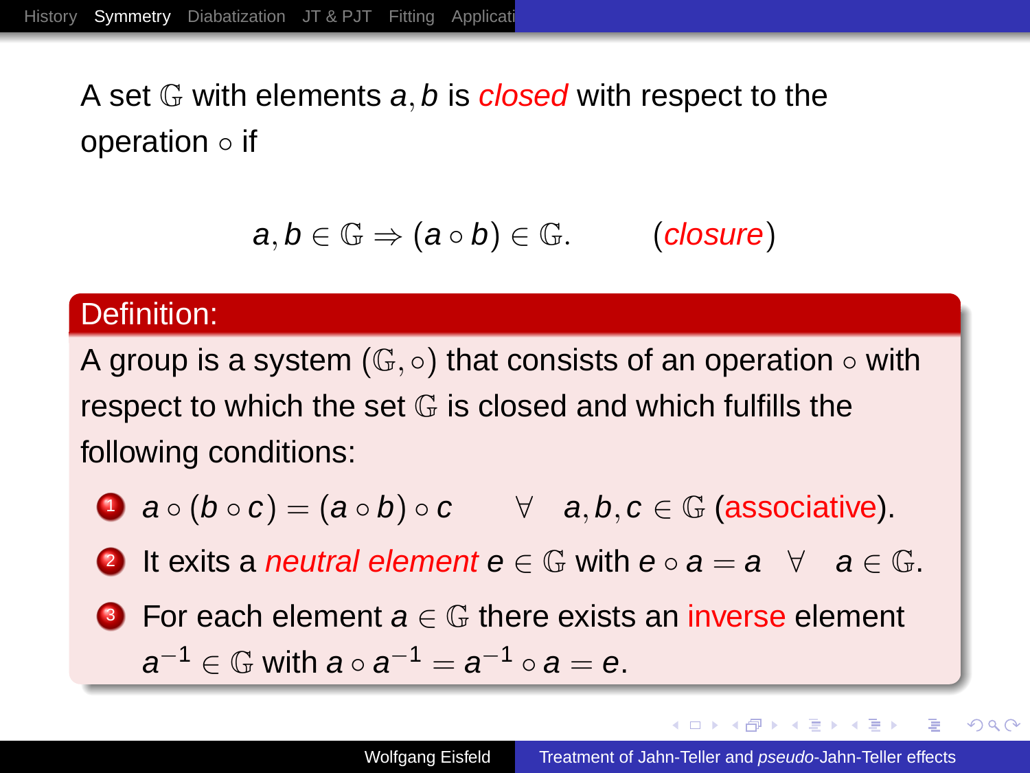A set $\mathbb{G}$ with elements $a, b$ is *closed* with respect to the operation $\circ$ if

$$a, b \in \mathbb{G} \Rightarrow (a \circ b) \in \mathbb{G}. \qquad (\textit{closure})$$

**Definition:**

A group is a system $(\mathbb{G}, \circ)$ that consists of an operation $\circ$ with respect to which the set $\mathbb{G}$ is closed and which fulfills the following conditions:

1. $a \circ (b \circ c) = (a \circ b) \circ c \quad \forall \quad a, b, c \in \mathbb{G}$ (associative).
2. It exits a *neutral element* $e \in \mathbb{G}$ with $e \circ a = a \quad \forall \quad a \in \mathbb{G}$.
3. For each element $a \in \mathbb{G}$ there exists an inverse element $a^{-1} \in \mathbb{G}$ with $a \circ a^{-1} = a^{-1} \circ a = e$.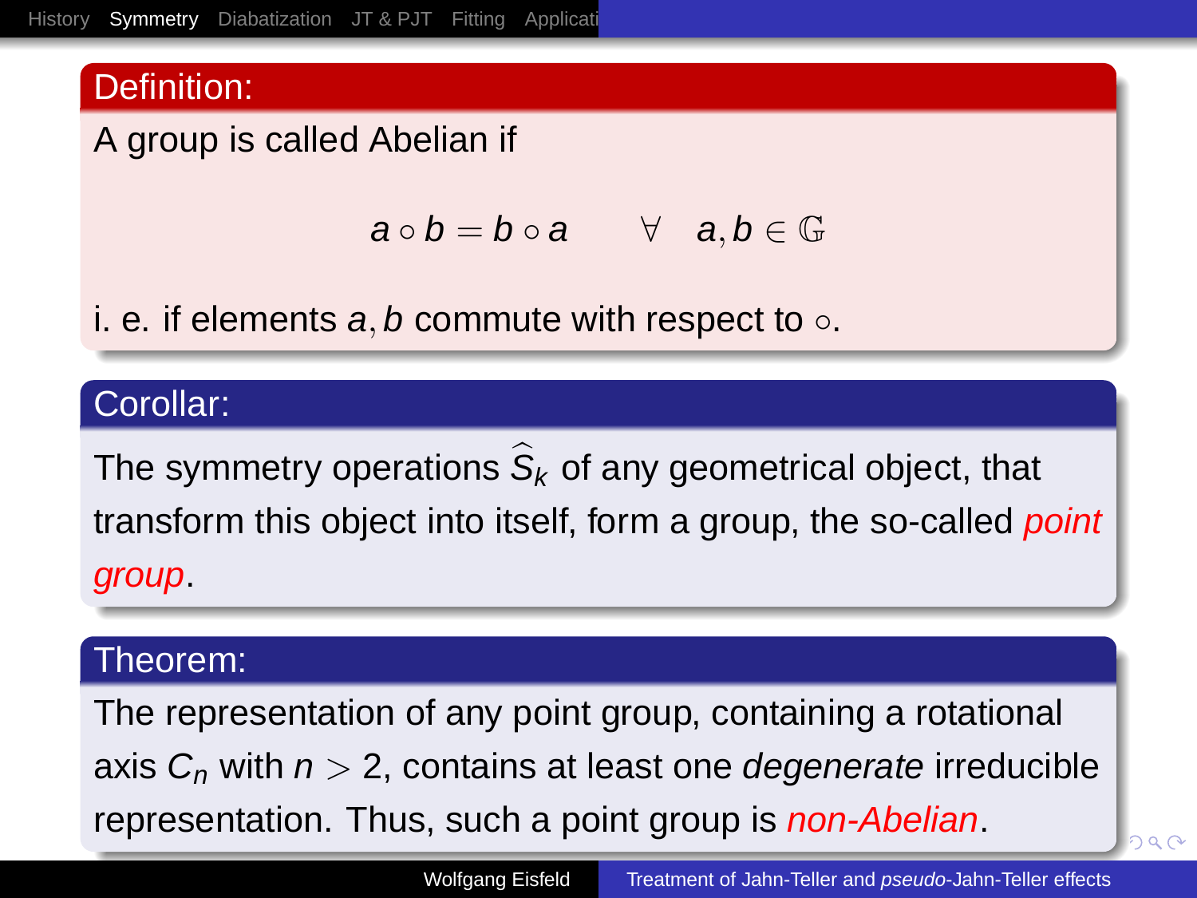### Definition:

A group is called Abelian if

$$a \circ b = b \circ a \qquad \forall \quad a, b \in \mathbb{G}$$

i. e. if elements $a, b$ commute with respect to $\circ$.

### Corollar:

The symmetry operations $\widehat{S}_k$ of any geometrical object, that transform this object into itself, form a group, the so-called *point group*.

### Theorem:

The representation of any point group, containing a rotational axis $C_n$ with $n > 2$, contains at least one *degenerate* irreducible representation. Thus, such a point group is *non-Abelian*.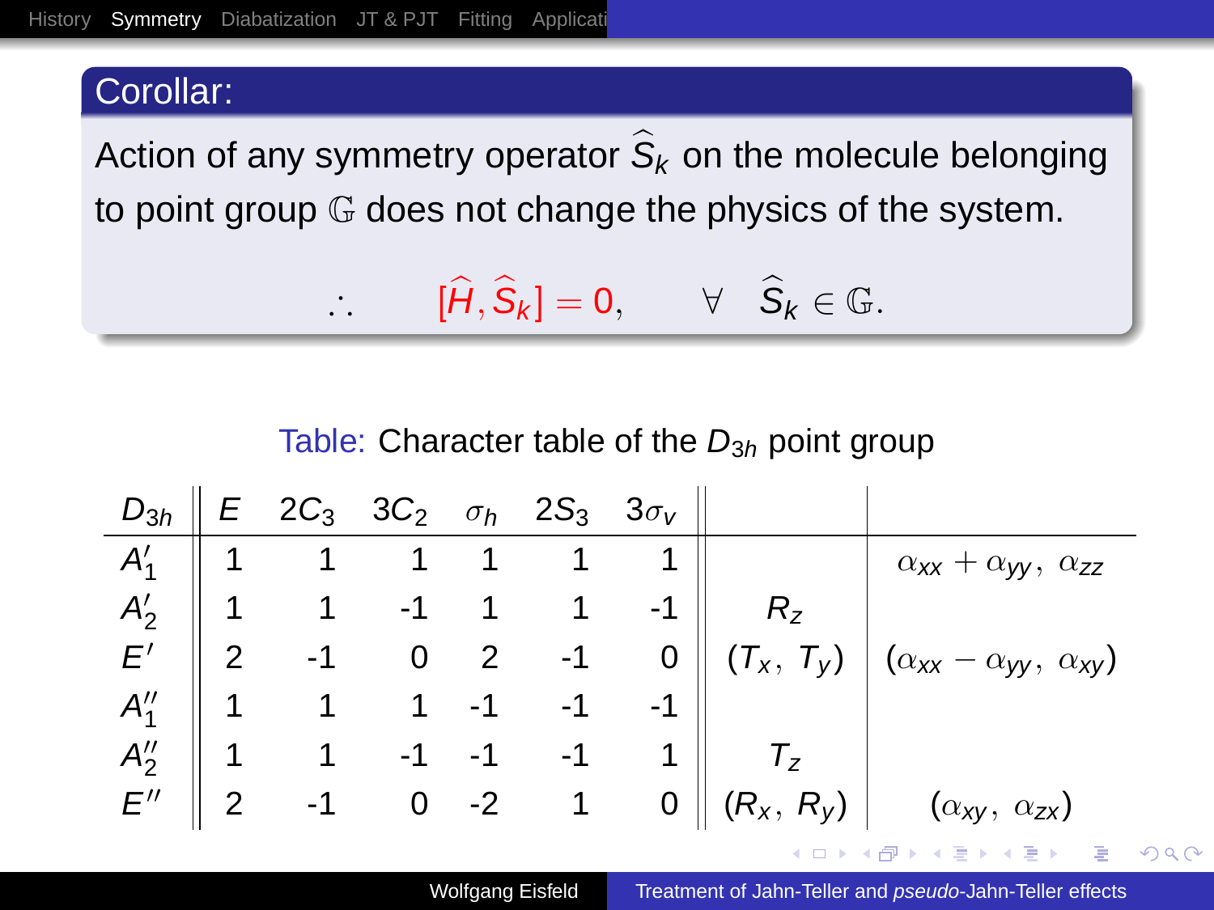## Corollar:

Action of any symmetry operator $\widehat{S}_k$ on the molecule belonging to point group $\mathbb{G}$ does not change the physics of the system.

$$\therefore \qquad [\widehat{H}, \widehat{S}_k] = 0, \qquad \forall \quad \widehat{S}_k \in \mathbb{G}.$$

Table: Character table of the $D_{3h}$ point group

| $D_{3h}$ | $E$ | $2C_3$ | $3C_2$ | $\sigma_h$ | $2S_3$ | $3\sigma_v$ | | |
|---|---|---|---|---|---|---|---|---|
| $A_1'$ | 1 | 1 | 1 | 1 | 1 | 1 | | $\alpha_{xx}+\alpha_{yy},\ \alpha_{zz}$ |
| $A_2'$ | 1 | 1 | -1 | 1 | 1 | -1 | $R_z$ | |
| $E'$ | 2 | -1 | 0 | 2 | -1 | 0 | $(T_x,\ T_y)$ | $(\alpha_{xx}-\alpha_{yy},\ \alpha_{xy})$ |
| $A_1''$ | 1 | 1 | 1 | -1 | -1 | -1 | | |
| $A_2''$ | 1 | 1 | -1 | -1 | -1 | 1 | $T_z$ | |
| $E''$ | 2 | -1 | 0 | -2 | 1 | 0 | $(R_x,\ R_y)$ | $(\alpha_{xy},\ \alpha_{zx})$ |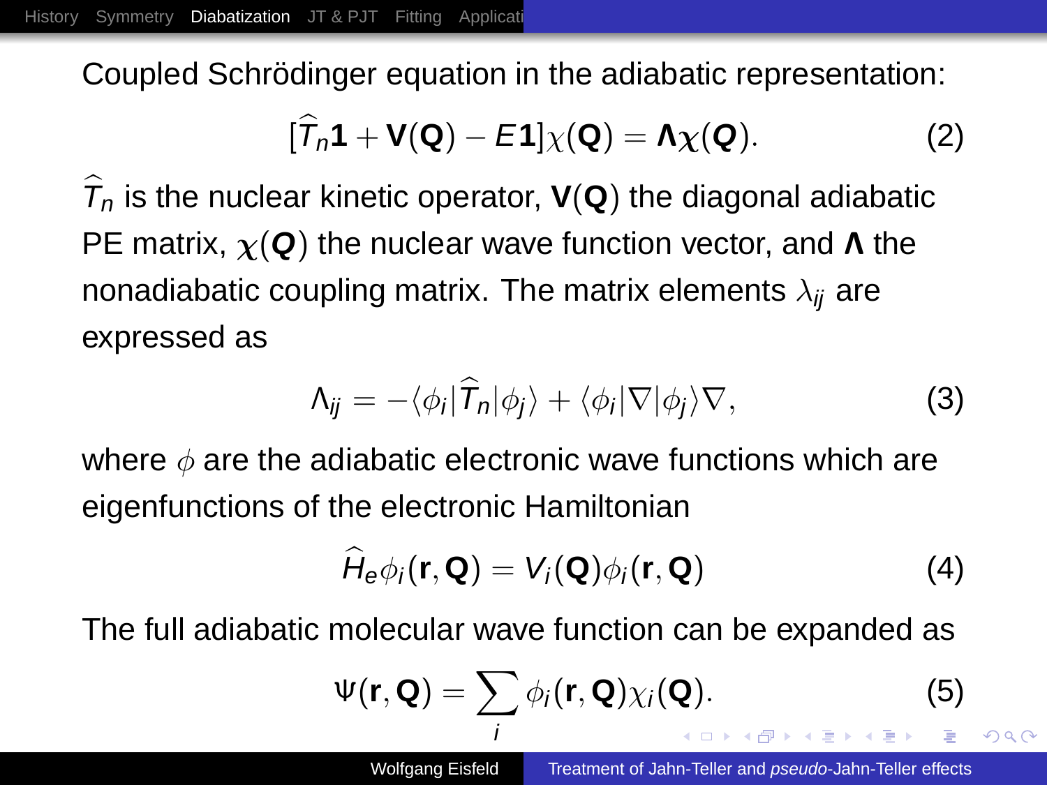Coupled Schrödinger equation in the adiabatic representation:

$$[\widehat{T}_n \mathbf{1} + \mathbf{V}(\mathbf{Q}) - E\mathbf{1}]\chi(\mathbf{Q}) = \mathbf{\Lambda}\boldsymbol{\chi}(\boldsymbol{Q}). \tag{2}$$

$\widehat{T}_n$ is the nuclear kinetic operator, $\mathbf{V}(\mathbf{Q})$ the diagonal adiabatic PE matrix, $\boldsymbol{\chi}(\boldsymbol{Q})$ the nuclear wave function vector, and $\mathbf{\Lambda}$ the nonadiabatic coupling matrix. The matrix elements $\lambda_{ij}$ are expressed as

$$\Lambda_{ij} = -\langle \phi_i | \widehat{T}_n | \phi_j \rangle + \langle \phi_i | \nabla | \phi_j \rangle \nabla, \tag{3}$$

where $\phi$ are the adiabatic electronic wave functions which are eigenfunctions of the electronic Hamiltonian

$$\widehat{H}_e \phi_i(\mathbf{r}, \mathbf{Q}) = V_i(\mathbf{Q}) \phi_i(\mathbf{r}, \mathbf{Q}) \tag{4}$$

The full adiabatic molecular wave function can be expanded as

$$\Psi(\mathbf{r}, \mathbf{Q}) = \sum_i \phi_i(\mathbf{r}, \mathbf{Q}) \chi_i(\mathbf{Q}). \tag{5}$$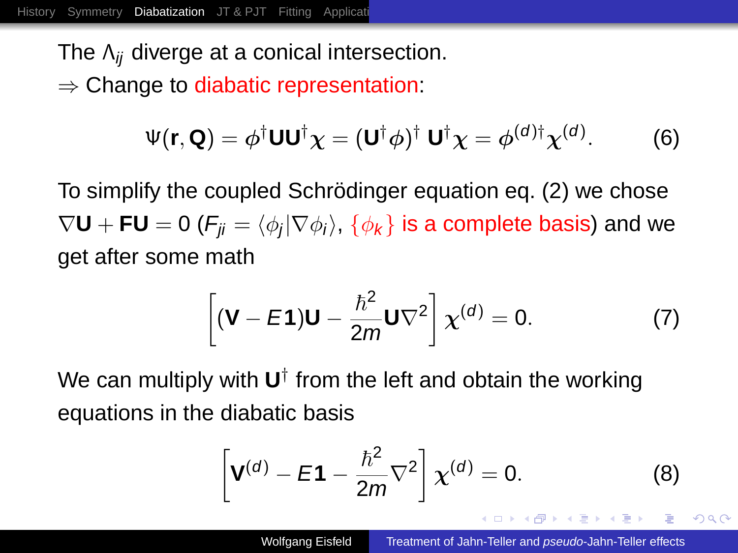The $\Lambda_{ij}$ diverge at a conical intersection.

$\Rightarrow$ Change to diabatic representation:

$$\Psi(\mathbf{r},\mathbf{Q}) = \phi^\dagger \mathbf{U}\mathbf{U}^\dagger \chi = (\mathbf{U}^\dagger \phi)^\dagger \, \mathbf{U}^\dagger \chi = \phi^{(d)\dagger} \chi^{(d)}. \tag{6}$$

To simplify the coupled Schrödinger equation eq. (2) we chose $\nabla \mathbf{U} + \mathbf{F}\mathbf{U} = 0$ ($F_{ji} = \langle \phi_j | \nabla \phi_i \rangle$, $\{\phi_k\}$ is a complete basis) and we get after some math

$$\left[ (\mathbf{V} - E\mathbf{1})\mathbf{U} - \frac{\hbar^2}{2m} \mathbf{U} \nabla^2 \right] \chi^{(d)} = 0. \tag{7}$$

We can multiply with $\mathbf{U}^\dagger$ from the left and obtain the working equations in the diabatic basis

$$\left[ \mathbf{V}^{(d)} - E\mathbf{1} - \frac{\hbar^2}{2m} \nabla^2 \right] \chi^{(d)} = 0. \tag{8}$$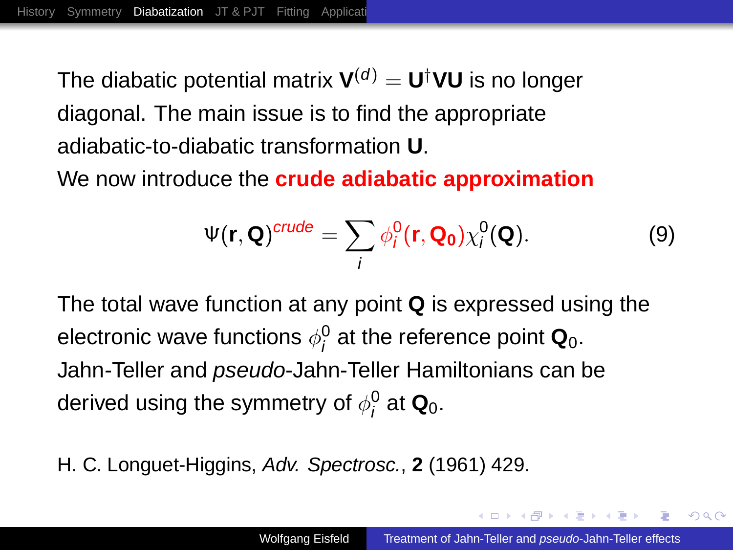The diabatic potential matrix $\mathbf{V}^{(d)} = \mathbf{U}^{\dagger}\mathbf{V}\mathbf{U}$ is no longer diagonal. The main issue is to find the appropriate adiabatic-to-diabatic transformation $\mathbf{U}$.

We now introduce the **crude adiabatic approximation**

$$\Psi(\mathbf{r}, \mathbf{Q})^{crude} = \sum_i \phi_i^0(\mathbf{r}, \mathbf{Q_0})\chi_i^0(\mathbf{Q}). \tag{9}$$

The total wave function at any point $\mathbf{Q}$ is expressed using the electronic wave functions $\phi_i^0$ at the reference point $\mathbf{Q}_0$.

Jahn-Teller and *pseudo*-Jahn-Teller Hamiltonians can be derived using the symmetry of $\phi_i^0$ at $\mathbf{Q}_0$.

H. C. Longuet-Higgins, *Adv. Spectrosc.*, **2** (1961) 429.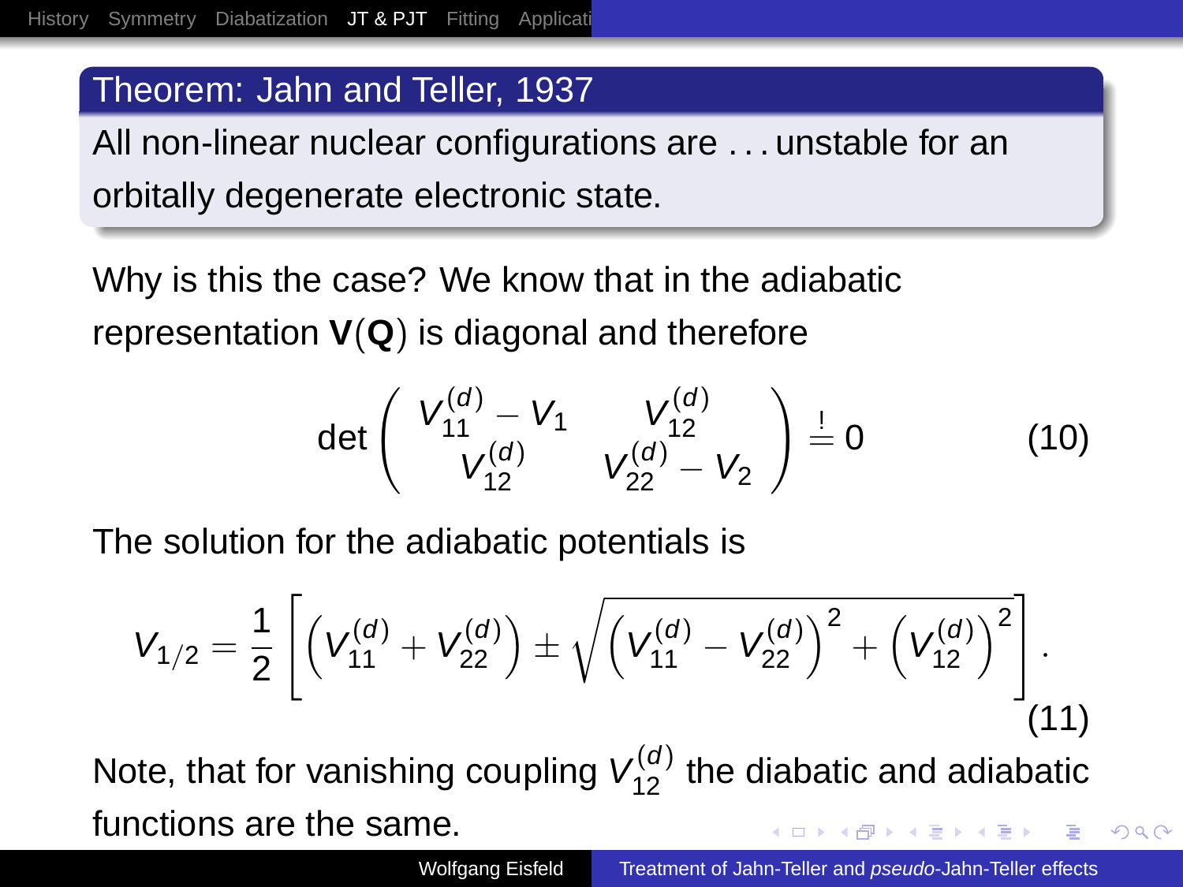**Theorem: Jahn and Teller, 1937**

All non-linear nuclear configurations are ... unstable for an orbitally degenerate electronic state.

Why is this the case? We know that in the adiabatic representation $\mathbf{V}(\mathbf{Q})$ is diagonal and therefore

$$\det \begin{pmatrix} V_{11}^{(d)} - V_1 & V_{12}^{(d)} \\ V_{12}^{(d)} & V_{22}^{(d)} - V_2 \end{pmatrix} \stackrel{!}{=} 0 \tag{10}$$

The solution for the adiabatic potentials is

$$V_{1/2} = \frac{1}{2}\left[\left(V_{11}^{(d)} + V_{22}^{(d)}\right) \pm \sqrt{\left(V_{11}^{(d)} - V_{22}^{(d)}\right)^2 + \left(V_{12}^{(d)}\right)^2}\right]. \tag{11}$$

Note, that for vanishing coupling $V_{12}^{(d)}$ the diabatic and adiabatic functions are the same.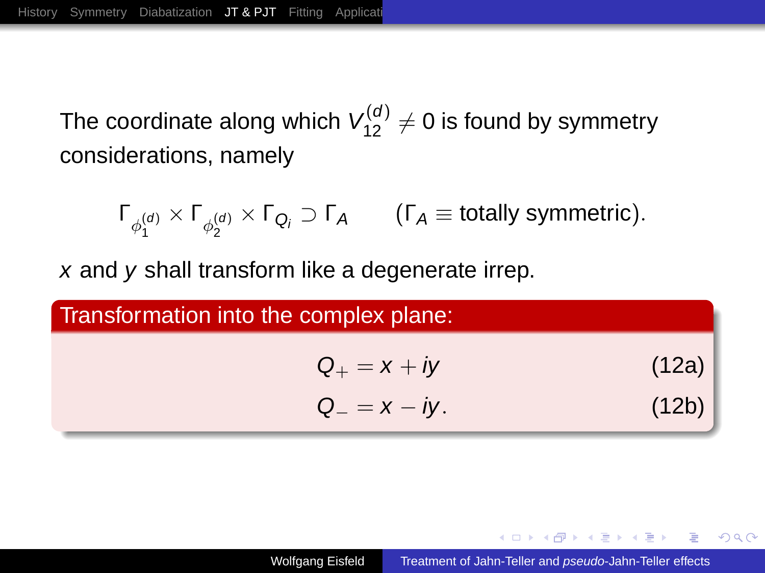The coordinate along which $V_{12}^{(d)} \neq 0$ is found by symmetry considerations, namely

$$\Gamma_{\phi_1^{(d)}} \times \Gamma_{\phi_2^{(d)}} \times \Gamma_{Q_i} \supset \Gamma_A \qquad (\Gamma_A \equiv \text{totally symmetric}).$$

$x$ and $y$ shall transform like a degenerate irrep.

**Transformation into the complex plane:**

$$Q_+ = x + iy \tag{12a}$$

$$Q_- = x - iy. \tag{12b}$$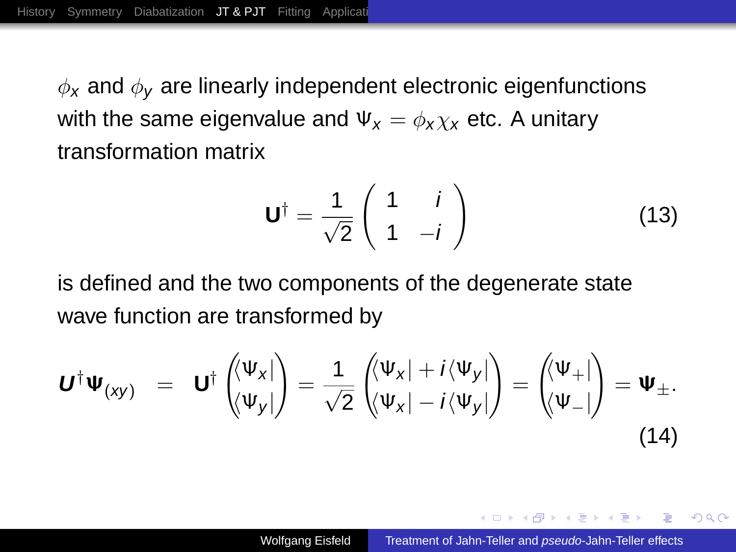$\phi_x$ and $\phi_y$ are linearly independent electronic eigenfunctions with the same eigenvalue and $\Psi_x = \phi_x \chi_x$ etc. A unitary transformation matrix

$$\mathbf{U}^\dagger = \frac{1}{\sqrt{2}} \begin{pmatrix} 1 & i \\ 1 & -i \end{pmatrix} \tag{13}$$

is defined and the two components of the degenerate state wave function are transformed by

$$\boldsymbol{U}^\dagger \boldsymbol{\Psi}_{(xy)} = \mathbf{U}^\dagger \begin{pmatrix} \langle \Psi_x | \\ \langle \Psi_y | \end{pmatrix} = \frac{1}{\sqrt{2}} \begin{pmatrix} \langle \Psi_x | + i \langle \Psi_y | \\ \langle \Psi_x | - i \langle \Psi_y | \end{pmatrix} = \begin{pmatrix} \langle \Psi_+ | \\ \langle \Psi_- | \end{pmatrix} = \boldsymbol{\Psi}_\pm . \tag{14}$$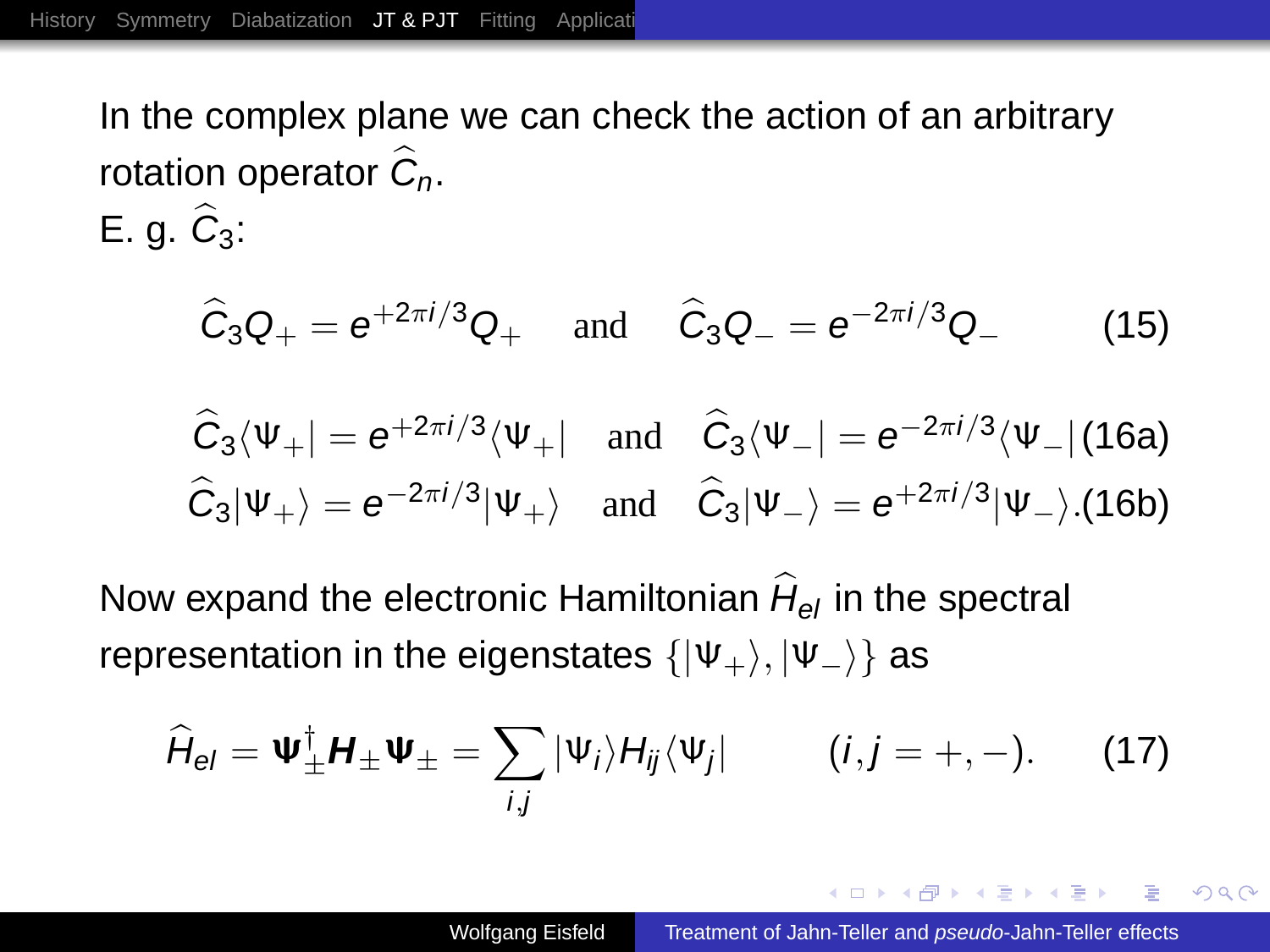In the complex plane we can check the action of an arbitrary rotation operator $\widehat{C}_n$.
E. g. $\widehat{C}_3$:

$$\widehat{C}_3 Q_+ = e^{+2\pi i/3} Q_+ \quad \text{and} \quad \widehat{C}_3 Q_- = e^{-2\pi i/3} Q_- \tag{15}$$

$$\widehat{C}_3 \langle \Psi_+ | = e^{+2\pi i/3} \langle \Psi_+ | \quad \text{and} \quad \widehat{C}_3 \langle \Psi_- | = e^{-2\pi i/3} \langle \Psi_- | \tag{16a}$$

$$\widehat{C}_3 | \Psi_+ \rangle = e^{-2\pi i/3} | \Psi_+ \rangle \quad \text{and} \quad \widehat{C}_3 | \Psi_- \rangle = e^{+2\pi i/3} | \Psi_- \rangle . \tag{16b}$$

Now expand the electronic Hamiltonian $\widehat{H}_{el}$ in the spectral representation in the eigenstates $\{|\Psi_+\rangle, |\Psi_-\rangle\}$ as

$$\widehat{H}_{el} = \mathbf{\Psi}_\pm^\dagger \boldsymbol{H}_\pm \mathbf{\Psi}_\pm = \sum_{i,j} |\Psi_i\rangle H_{ij} \langle \Psi_j| \qquad (i,j = +,-). \tag{17}$$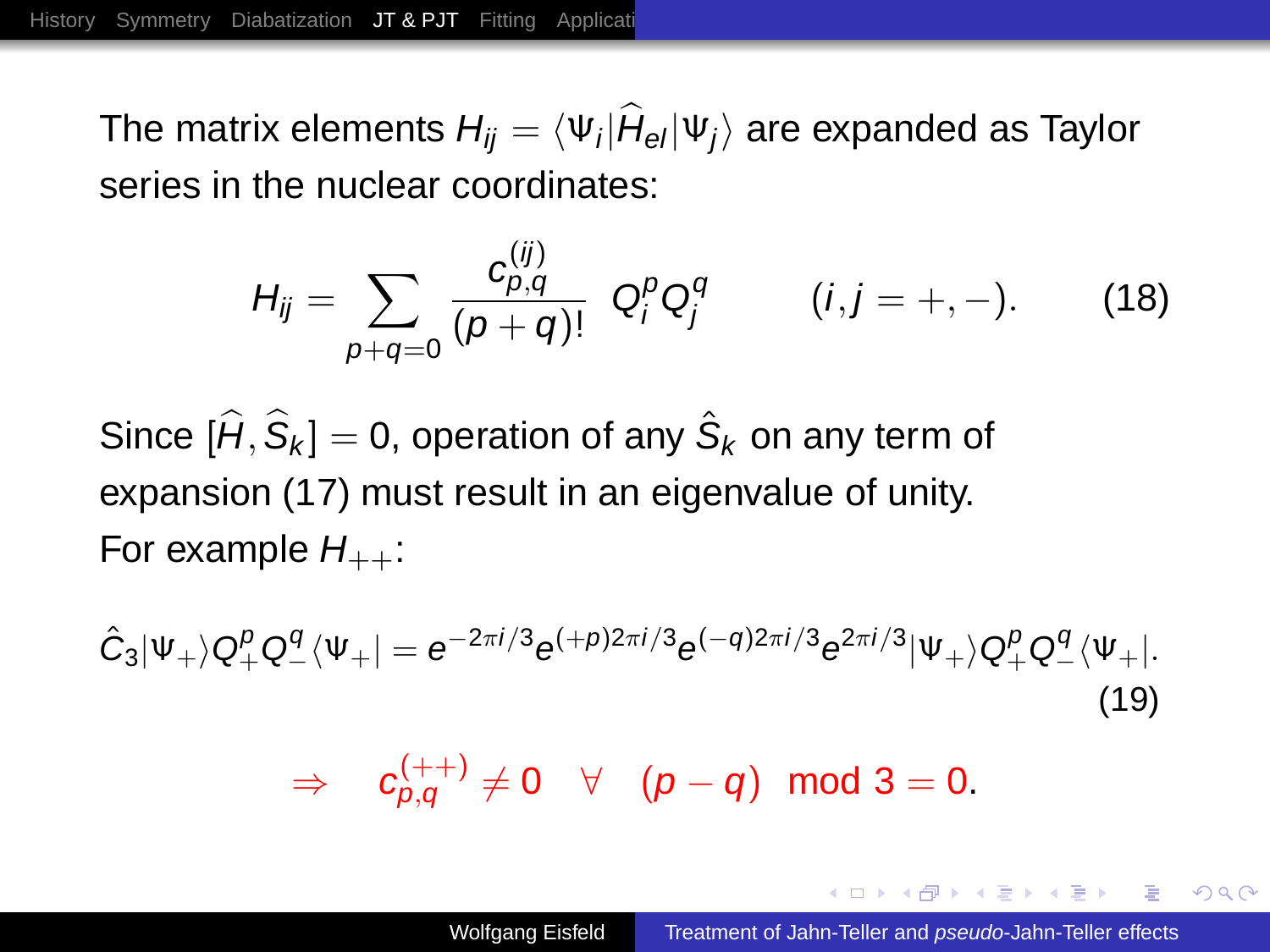The matrix elements $H_{ij} = \langle \Psi_i | \widehat{H}_{el} | \Psi_j \rangle$ are expanded as Taylor series in the nuclear coordinates:

$$H_{ij} = \sum_{p+q=0} \frac{c_{p,q}^{(ij)}}{(p+q)!} \; Q_i^p Q_j^q \qquad (i,j = +,-). \tag{18}$$

Since $[\widehat{H}, \widehat{S}_k] = 0$, operation of any $\hat{S}_k$ on any term of expansion (17) must result in an eigenvalue of unity.
For example $H_{++}$:

$$\hat{C}_3 |\Psi_+\rangle Q_+^p Q_-^q \langle \Psi_+| = e^{-2\pi i/3} e^{(+p)2\pi i/3} e^{(-q)2\pi i/3} e^{2\pi i/3} |\Psi_+\rangle Q_+^p Q_-^q \langle \Psi_+|. \tag{19}$$

$$\Rightarrow \quad c_{p,q}^{(++)} \neq 0 \quad \forall \quad (p-q) \mod 3 = 0.$$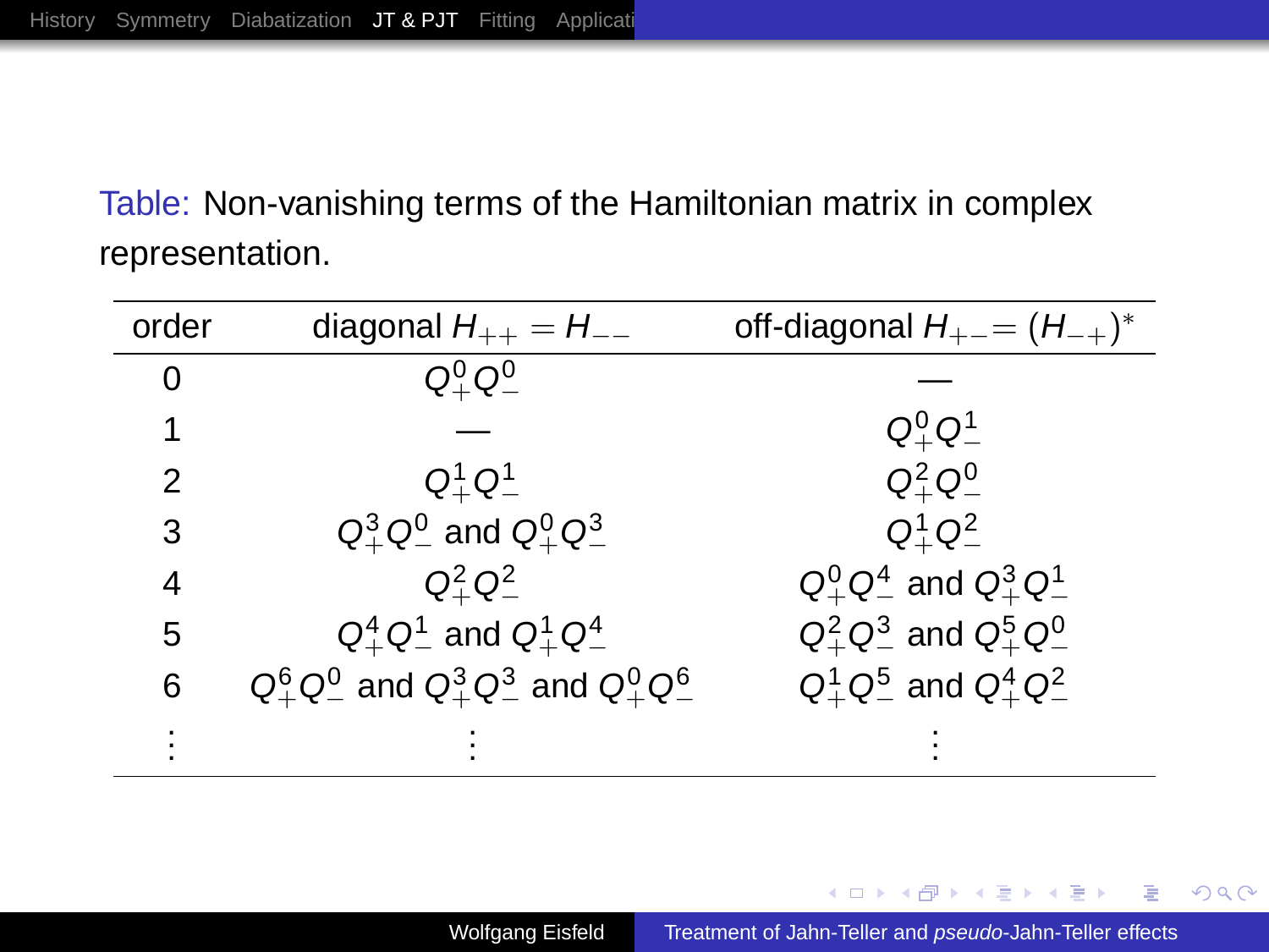Table: Non-vanishing terms of the Hamiltonian matrix in complex representation.

| order | diagonal $H_{++} = H_{--}$ | off-diagonal $H_{+-} = (H_{-+})^*$ |
|---|---|---|
| 0 | $Q_+^0 Q_-^0$ | — |
| 1 | — | $Q_+^0 Q_-^1$ |
| 2 | $Q_+^1 Q_-^1$ | $Q_+^2 Q_-^0$ |
| 3 | $Q_+^3 Q_-^0$ and $Q_+^0 Q_-^3$ | $Q_+^1 Q_-^2$ |
| 4 | $Q_+^2 Q_-^2$ | $Q_+^0 Q_-^4$ and $Q_+^3 Q_-^1$ |
| 5 | $Q_+^4 Q_-^1$ and $Q_+^1 Q_-^4$ | $Q_+^2 Q_-^3$ and $Q_+^5 Q_-^0$ |
| 6 | $Q_+^6 Q_-^0$ and $Q_+^3 Q_-^3$ and $Q_+^0 Q_-^6$ | $Q_+^1 Q_-^5$ and $Q_+^4 Q_-^2$ |
| ⋮ | ⋮ | ⋮ |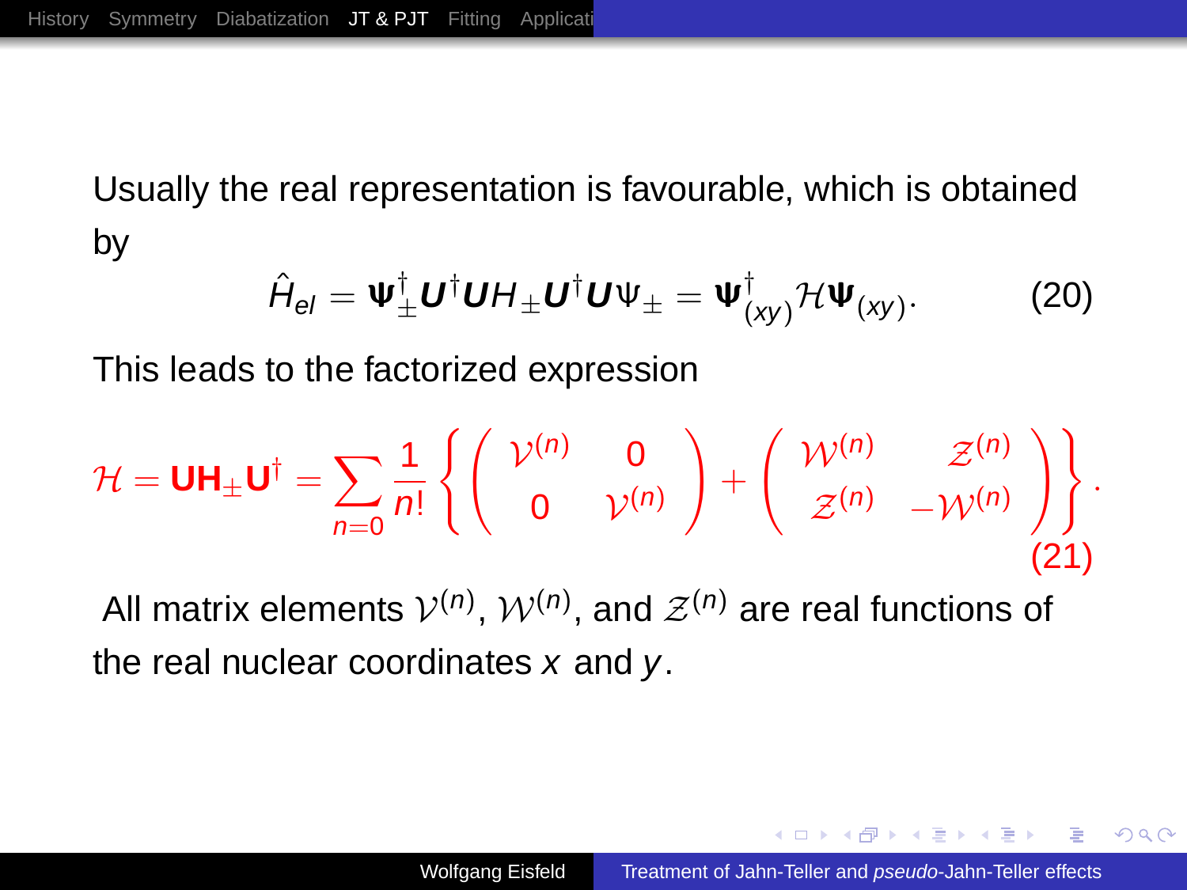Usually the real representation is favourable, which is obtained by

$$\hat{H}_{el} = \mathbf{\Psi}_{\pm}^{\dagger} \boldsymbol{U}^{\dagger} \boldsymbol{U} H_{\pm} \boldsymbol{U}^{\dagger} \boldsymbol{U} \Psi_{\pm} = \mathbf{\Psi}_{(xy)}^{\dagger} \mathcal{H} \mathbf{\Psi}_{(xy)}. \tag{20}$$

This leads to the factorized expression

$$\mathcal{H} = \mathbf{U} \mathbf{H}_{\pm} \mathbf{U}^{\dagger} = \sum_{n=0} \frac{1}{n!} \left\{ \begin{pmatrix} \mathcal{V}^{(n)} & 0 \\ 0 & \mathcal{V}^{(n)} \end{pmatrix} + \begin{pmatrix} \mathcal{W}^{(n)} & \mathcal{Z}^{(n)} \\ \mathcal{Z}^{(n)} & -\mathcal{W}^{(n)} \end{pmatrix} \right\}. \tag{21}$$

All matrix elements $\mathcal{V}^{(n)}$, $\mathcal{W}^{(n)}$, and $\mathcal{Z}^{(n)}$ are real functions of the real nuclear coordinates $x$ and $y$.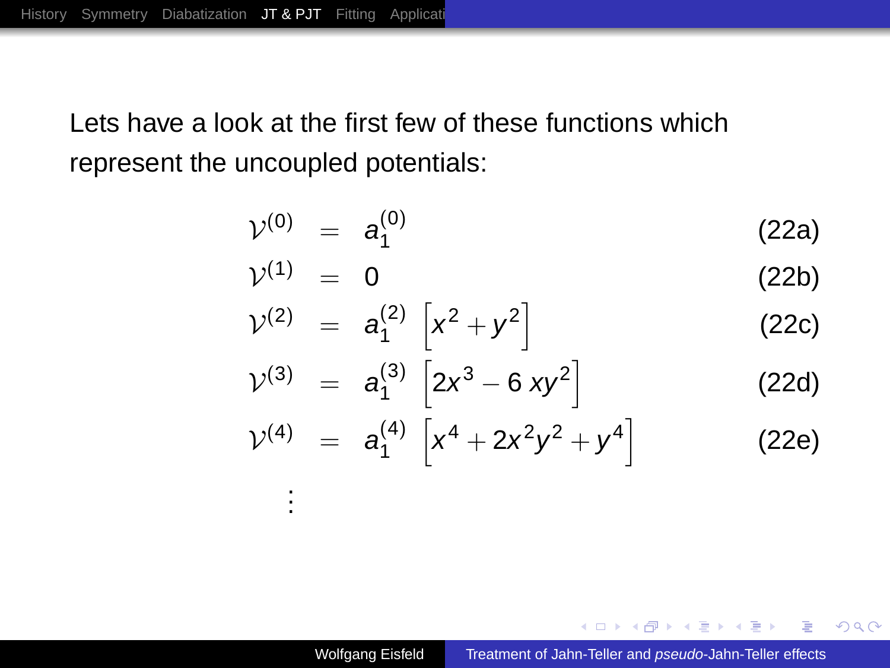Lets have a look at the first few of these functions which represent the uncoupled potentials:

$$\mathcal{V}^{(0)} = a_1^{(0)} \tag{22a}$$

$$\mathcal{V}^{(1)} = 0 \tag{22b}$$

$$\mathcal{V}^{(2)} = a_1^{(2)} \left[x^2 + y^2\right] \tag{22c}$$

$$\mathcal{V}^{(3)} = a_1^{(3)} \left[2x^3 - 6\, xy^2\right] \tag{22d}$$

$$\mathcal{V}^{(4)} = a_1^{(4)} \left[x^4 + 2x^2y^2 + y^4\right] \tag{22e}$$

$$\vdots$$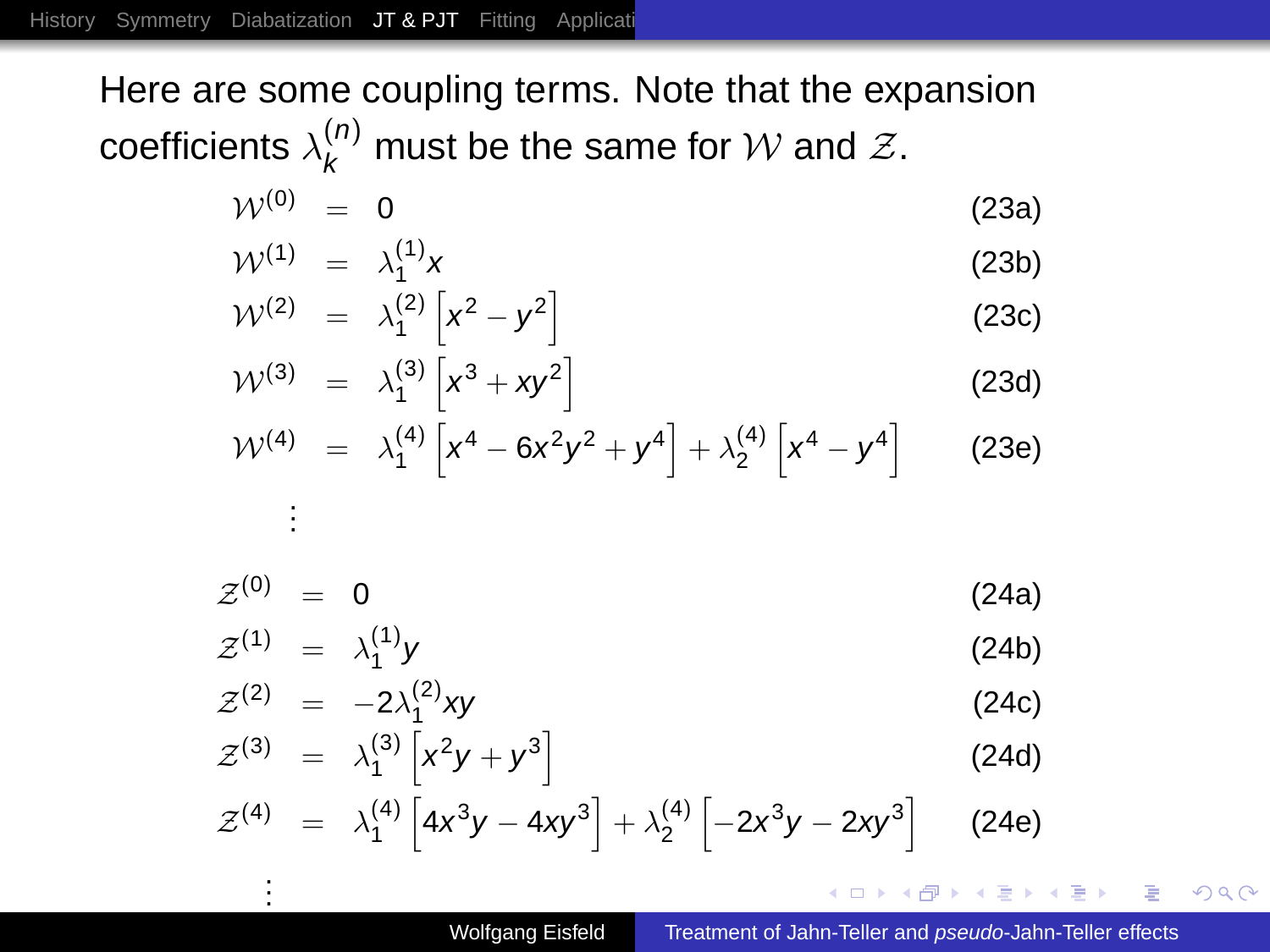Here are some coupling terms. Note that the expansion coefficients $\lambda_k^{(n)}$ must be the same for $\mathcal{W}$ and $\mathcal{Z}$.

$$
\begin{aligned}
\mathcal{W}^{(0)} &= 0 && \text{(23a)}\\
\mathcal{W}^{(1)} &= \lambda_1^{(1)} x && \text{(23b)}\\
\mathcal{W}^{(2)} &= \lambda_1^{(2)} \left[x^2 - y^2\right] && \text{(23c)}\\
\mathcal{W}^{(3)} &= \lambda_1^{(3)} \left[x^3 + xy^2\right] && \text{(23d)}\\
\mathcal{W}^{(4)} &= \lambda_1^{(4)} \left[x^4 - 6x^2y^2 + y^4\right] + \lambda_2^{(4)} \left[x^4 - y^4\right] && \text{(23e)}\\
&\vdots
\end{aligned}
$$

$$
\begin{aligned}
\mathcal{Z}^{(0)} &= 0 && \text{(24a)}\\
\mathcal{Z}^{(1)} &= \lambda_1^{(1)} y && \text{(24b)}\\
\mathcal{Z}^{(2)} &= -2\lambda_1^{(2)} xy && \text{(24c)}\\
\mathcal{Z}^{(3)} &= \lambda_1^{(3)} \left[x^2y + y^3\right] && \text{(24d)}\\
\mathcal{Z}^{(4)} &= \lambda_1^{(4)} \left[4x^3y - 4xy^3\right] + \lambda_2^{(4)} \left[-2x^3y - 2xy^3\right] && \text{(24e)}\\
&\vdots
\end{aligned}
$$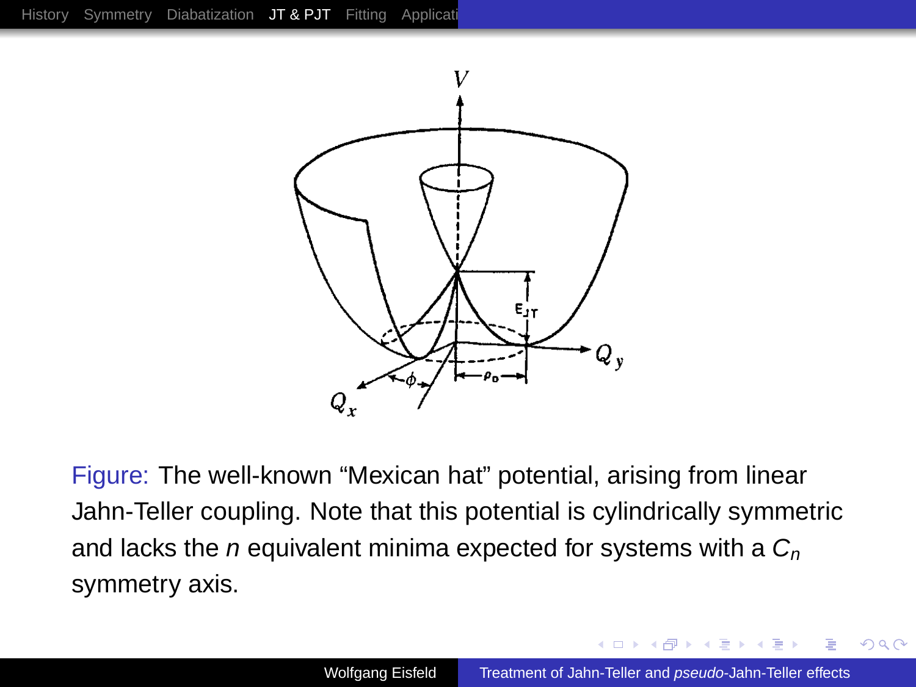Figure: The well-known “Mexican hat” potential, arising from linear Jahn-Teller coupling. Note that this potential is cylindrically symmetric and lacks the $n$ equivalent minima expected for systems with a $C_n$ symmetry axis.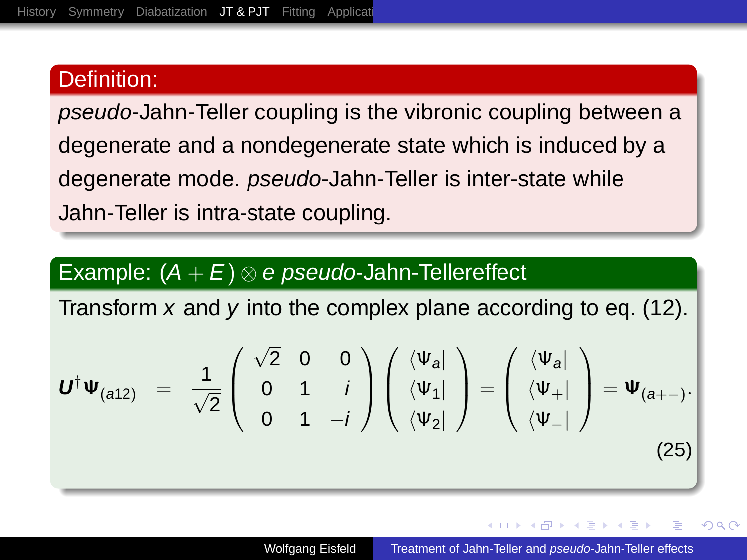## Definition:

*pseudo*-Jahn-Teller coupling is the vibronic coupling between a degenerate and a nondegenerate state which is induced by a degenerate mode. *pseudo*-Jahn-Teller is inter-state while Jahn-Teller is intra-state coupling.

## Example: $(A + E) \otimes e$ *pseudo*-Jahn-Tellereffect

Transform $x$ and $y$ into the complex plane according to eq. (12).

$$\boldsymbol{U}^{\dagger}\boldsymbol{\Psi}_{(a12)} = \frac{1}{\sqrt{2}}\begin{pmatrix} \sqrt{2} & 0 & 0 \\ 0 & 1 & i \\ 0 & 1 & -i \end{pmatrix}\begin{pmatrix} \langle\Psi_a| \\ \langle\Psi_1| \\ \langle\Psi_2| \end{pmatrix} = \begin{pmatrix} \langle\Psi_a| \\ \langle\Psi_+| \\ \langle\Psi_-| \end{pmatrix} = \boldsymbol{\Psi}_{(a+-)}. \tag{25}$$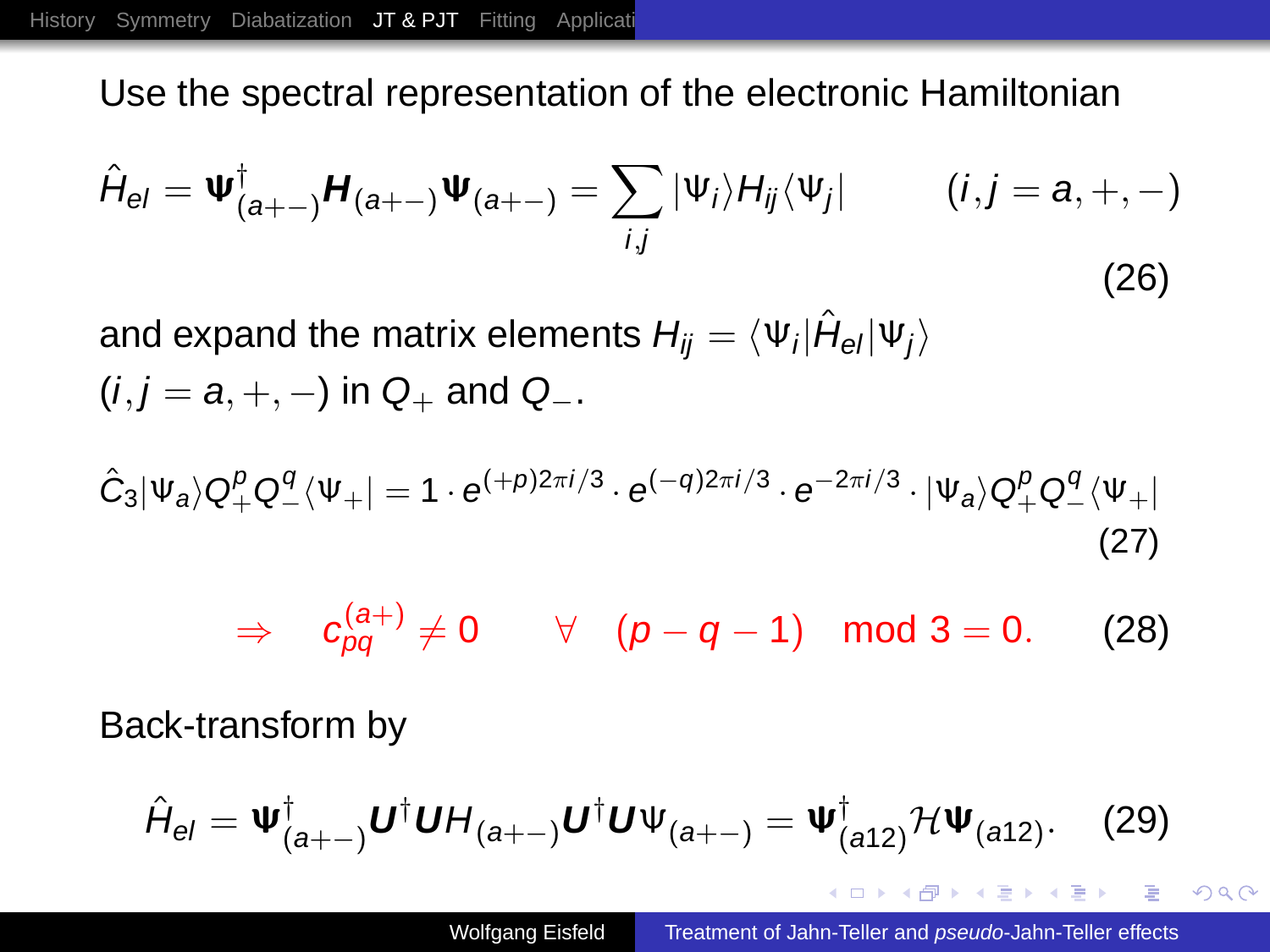Use the spectral representation of the electronic Hamiltonian

$$\hat{H}_{el} = \boldsymbol{\Psi}^{\dagger}_{(a+-)} \boldsymbol{H}_{(a+-)} \boldsymbol{\Psi}_{(a+-)} = \sum_{i,j} |\Psi_i\rangle H_{ij} \langle \Psi_j| \qquad (i,j = a,+,-) \tag{26}$$

and expand the matrix elements $H_{ij} = \langle \Psi_i | \hat{H}_{el} | \Psi_j \rangle$ $(i,j = a,+,-)$ in $Q_+$ and $Q_-$.

$$\hat{C}_3 |\Psi_a\rangle Q_+^p Q_-^q \langle \Psi_+| = 1 \cdot e^{(+p)2\pi i/3} \cdot e^{(-q)2\pi i/3} \cdot e^{-2\pi i/3} \cdot |\Psi_a\rangle Q_+^p Q_-^q \langle \Psi_+| \tag{27}$$

$$\Rightarrow \quad c_{pq}^{(a+)} \neq 0 \qquad \forall \quad (p-q-1) \mod 3 = 0. \tag{28}$$

Back-transform by

$$\hat{H}_{el} = \boldsymbol{\Psi}^{\dagger}_{(a+-)} \boldsymbol{U}^{\dagger} \boldsymbol{U} H_{(a+-)} \boldsymbol{U}^{\dagger} \boldsymbol{U} \Psi_{(a+-)} = \boldsymbol{\Psi}^{\dagger}_{(a12)} \mathcal{H} \boldsymbol{\Psi}_{(a12)}. \tag{29}$$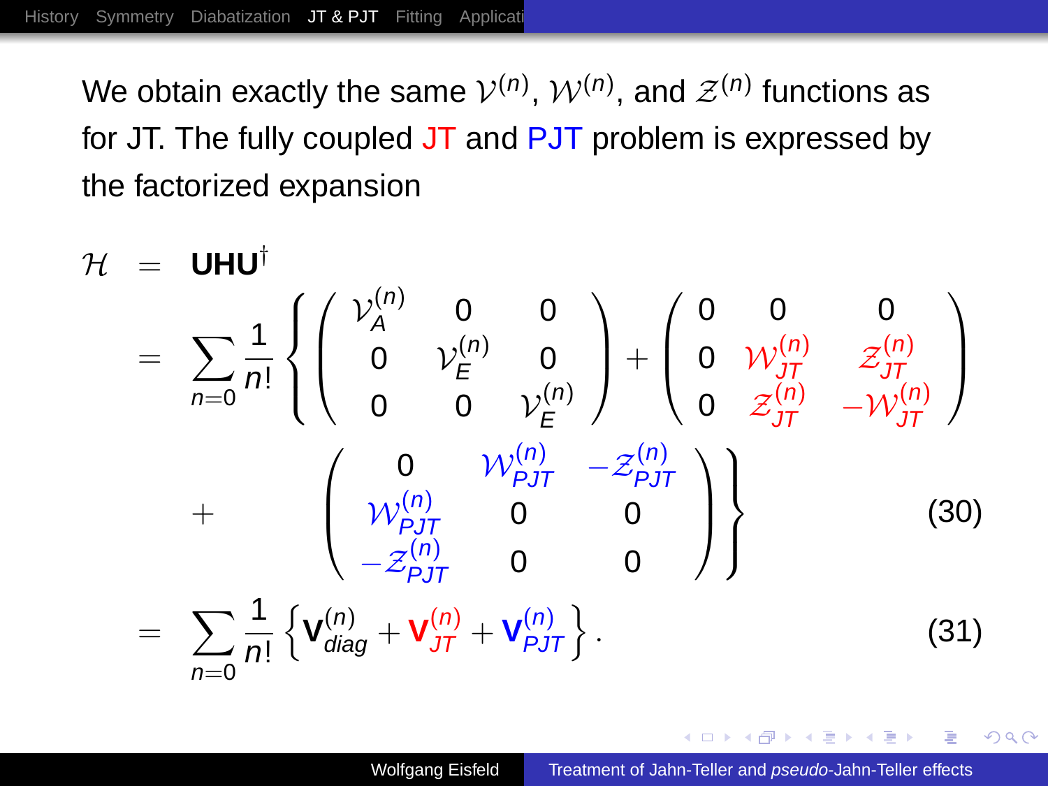We obtain exactly the same $\mathcal{V}^{(n)}$, $\mathcal{W}^{(n)}$, and $\mathcal{Z}^{(n)}$ functions as for JT. The fully coupled JT and PJT problem is expressed by the factorized expansion

$$
\begin{aligned}
\mathcal{H} &= \mathbf{UHU}^{\dagger} \\
&= \sum_{n=0} \frac{1}{n!} \left\{ \begin{pmatrix} \mathcal{V}_A^{(n)} & 0 & 0 \\ 0 & \mathcal{V}_E^{(n)} & 0 \\ 0 & 0 & \mathcal{V}_E^{(n)} \end{pmatrix} + \begin{pmatrix} 0 & 0 & 0 \\ 0 & \mathcal{W}_{JT}^{(n)} & \mathcal{Z}_{JT}^{(n)} \\ 0 & \mathcal{Z}_{JT}^{(n)} & -\mathcal{W}_{JT}^{(n)} \end{pmatrix} \right. \\
&\quad + \left. \begin{pmatrix} 0 & \mathcal{W}_{PJT}^{(n)} & -\mathcal{Z}_{PJT}^{(n)} \\ \mathcal{W}_{PJT}^{(n)} & 0 & 0 \\ -\mathcal{Z}_{PJT}^{(n)} & 0 & 0 \end{pmatrix} \right\} \qquad (30) \\
&= \sum_{n=0} \frac{1}{n!} \left\{ \mathbf{V}_{diag}^{(n)} + \mathbf{V}_{JT}^{(n)} + \mathbf{V}_{PJT}^{(n)} \right\}. \qquad (31)
\end{aligned}
$$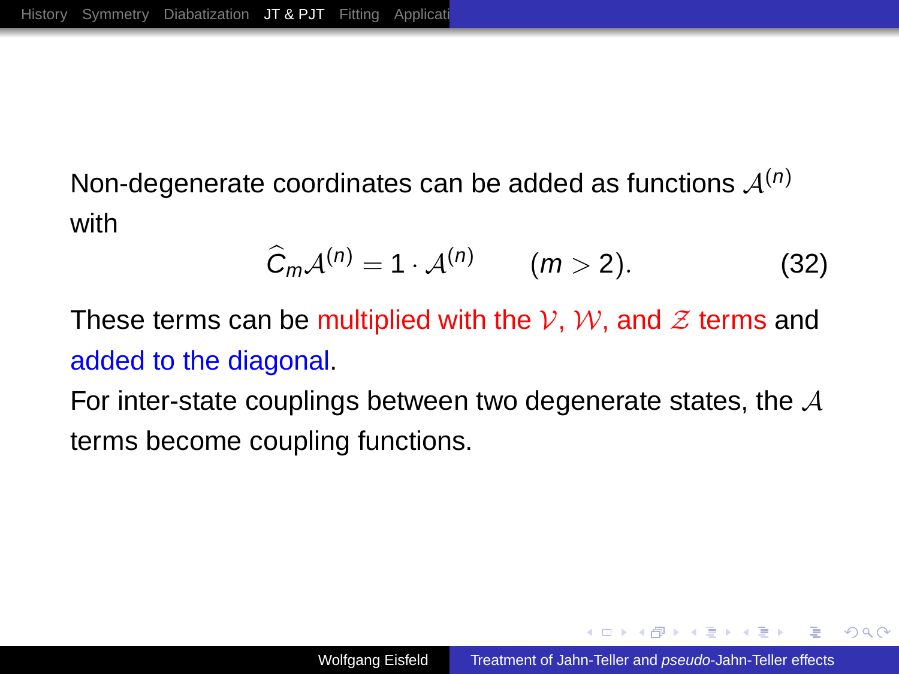Non-degenerate coordinates can be added as functions $\mathcal{A}^{(n)}$ with

$$\widehat{C}_m \mathcal{A}^{(n)} = 1 \cdot \mathcal{A}^{(n)} \qquad (m > 2). \tag{32}$$

These terms can be multiplied with the $\mathcal{V}$, $\mathcal{W}$, and $\mathcal{Z}$ terms and added to the diagonal.

For inter-state couplings between two degenerate states, the $\mathcal{A}$ terms become coupling functions.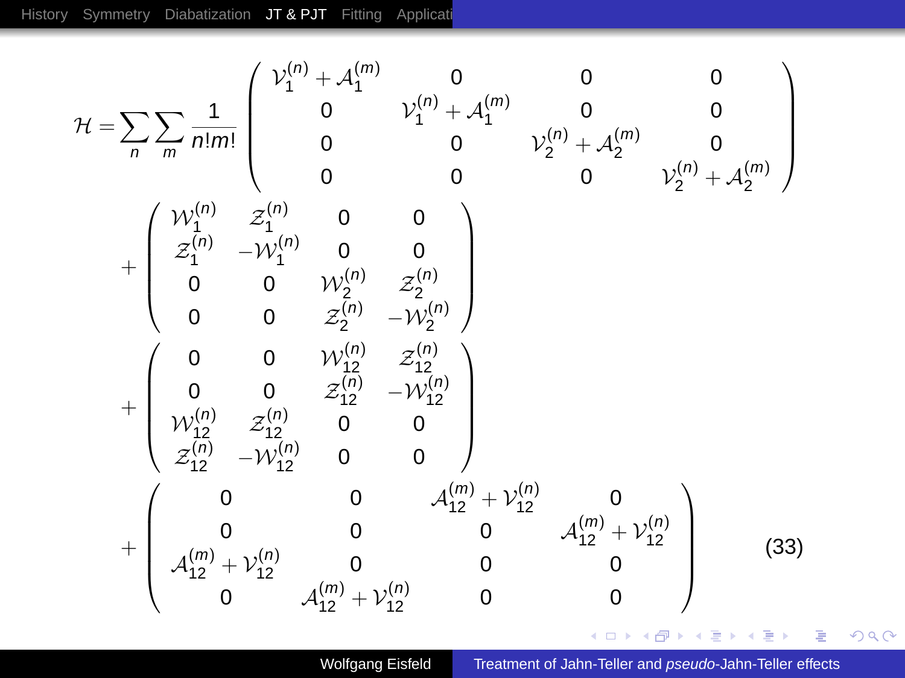$$
\mathcal{H} = \sum_n \sum_m \frac{1}{n!m!} \begin{pmatrix} \mathcal{V}_1^{(n)} + \mathcal{A}_1^{(m)} & 0 & 0 & 0 \\ 0 & \mathcal{V}_1^{(n)} + \mathcal{A}_1^{(m)} & 0 & 0 \\ 0 & 0 & \mathcal{V}_2^{(n)} + \mathcal{A}_2^{(m)} & 0 \\ 0 & 0 & 0 & \mathcal{V}_2^{(n)} + \mathcal{A}_2^{(m)} \end{pmatrix}
$$
$$
+ \begin{pmatrix} \mathcal{W}_1^{(n)} & \mathcal{Z}_1^{(n)} & 0 & 0 \\ \mathcal{Z}_1^{(n)} & -\mathcal{W}_1^{(n)} & 0 & 0 \\ 0 & 0 & \mathcal{W}_2^{(n)} & \mathcal{Z}_2^{(n)} \\ 0 & 0 & \mathcal{Z}_2^{(n)} & -\mathcal{W}_2^{(n)} \end{pmatrix}
$$
$$
+ \begin{pmatrix} 0 & 0 & \mathcal{W}_{12}^{(n)} & \mathcal{Z}_{12}^{(n)} \\ 0 & 0 & \mathcal{Z}_{12}^{(n)} & -\mathcal{W}_{12}^{(n)} \\ \mathcal{W}_{12}^{(n)} & \mathcal{Z}_{12}^{(n)} & 0 & 0 \\ \mathcal{Z}_{12}^{(n)} & -\mathcal{W}_{12}^{(n)} & 0 & 0 \end{pmatrix}
$$
$$
+ \begin{pmatrix} 0 & 0 & \mathcal{A}_{12}^{(m)} + \mathcal{V}_{12}^{(n)} & 0 \\ 0 & 0 & 0 & \mathcal{A}_{12}^{(m)} + \mathcal{V}_{12}^{(n)} \\ \mathcal{A}_{12}^{(m)} + \mathcal{V}_{12}^{(n)} & 0 & 0 & 0 \\ 0 & \mathcal{A}_{12}^{(m)} + \mathcal{V}_{12}^{(n)} & 0 & 0 \end{pmatrix} \quad (33)
$$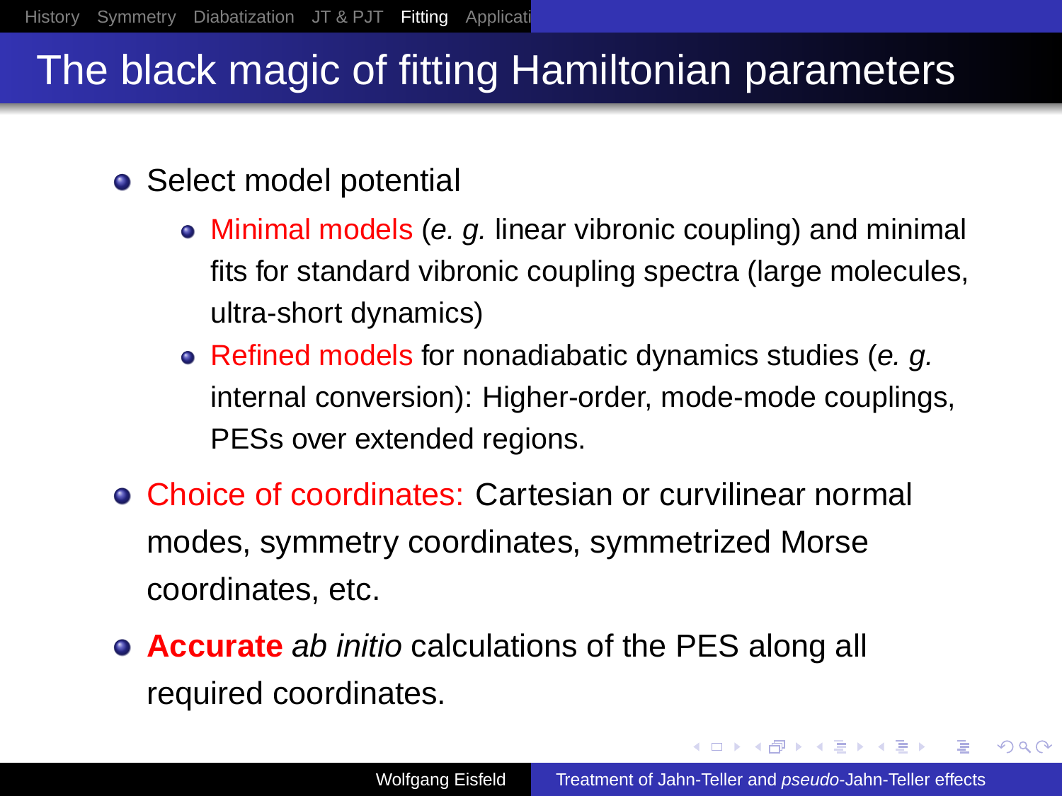# The black magic of fitting Hamiltonian parameters

- Select model potential
  - Minimal models (*e. g.* linear vibronic coupling) and minimal fits for standard vibronic coupling spectra (large molecules, ultra-short dynamics)
  - Refined models for nonadiabatic dynamics studies (*e. g.* internal conversion): Higher-order, mode-mode couplings, PESs over extended regions.
- Choice of coordinates: Cartesian or curvilinear normal modes, symmetry coordinates, symmetrized Morse coordinates, etc.
- **Accurate** *ab initio* calculations of the PES along all required coordinates.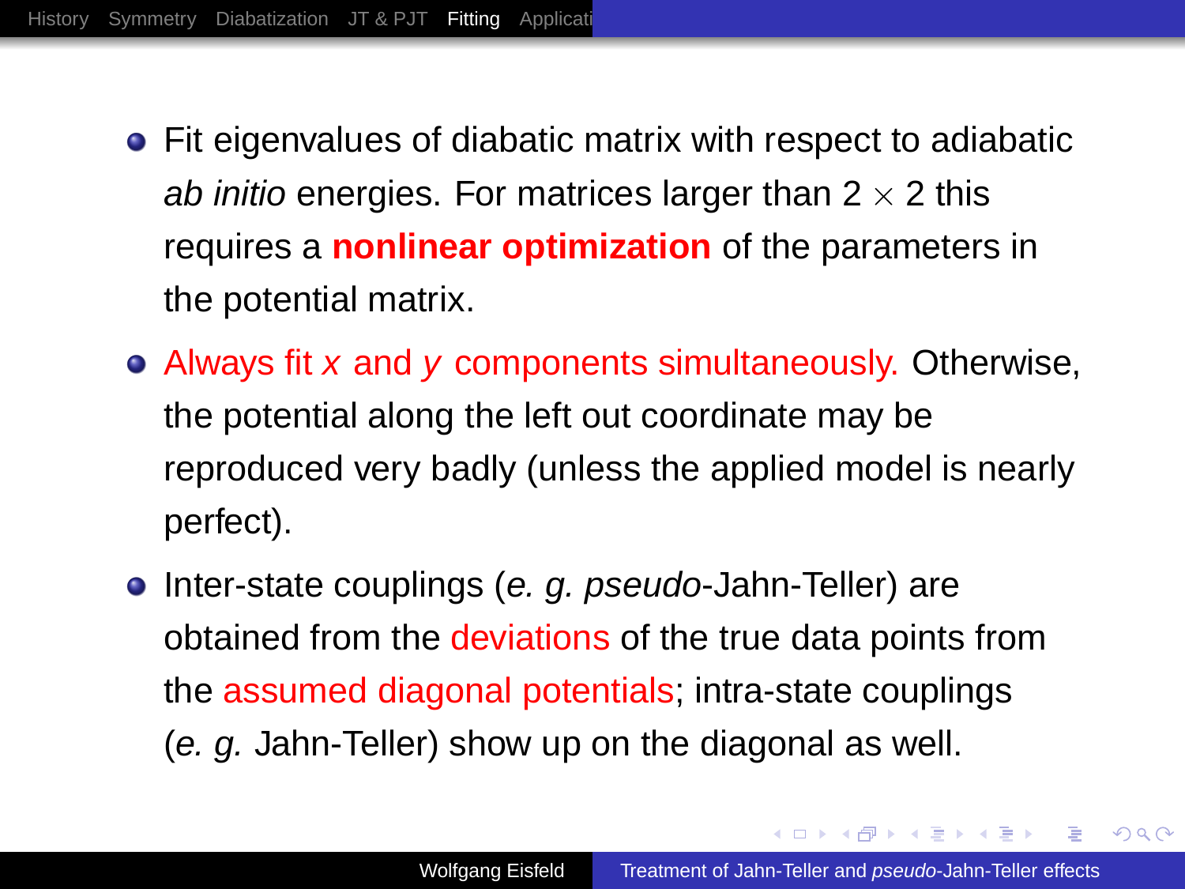- Fit eigenvalues of diabatic matrix with respect to adiabatic *ab initio* energies. For matrices larger than $2 \times 2$ this requires a **nonlinear optimization** of the parameters in the potential matrix.
- Always fit $x$ and $y$ components simultaneously. Otherwise, the potential along the left out coordinate may be reproduced very badly (unless the applied model is nearly perfect).
- Inter-state couplings (*e. g. pseudo*-Jahn-Teller) are obtained from the deviations of the true data points from the assumed diagonal potentials; intra-state couplings (*e. g.* Jahn-Teller) show up on the diagonal as well.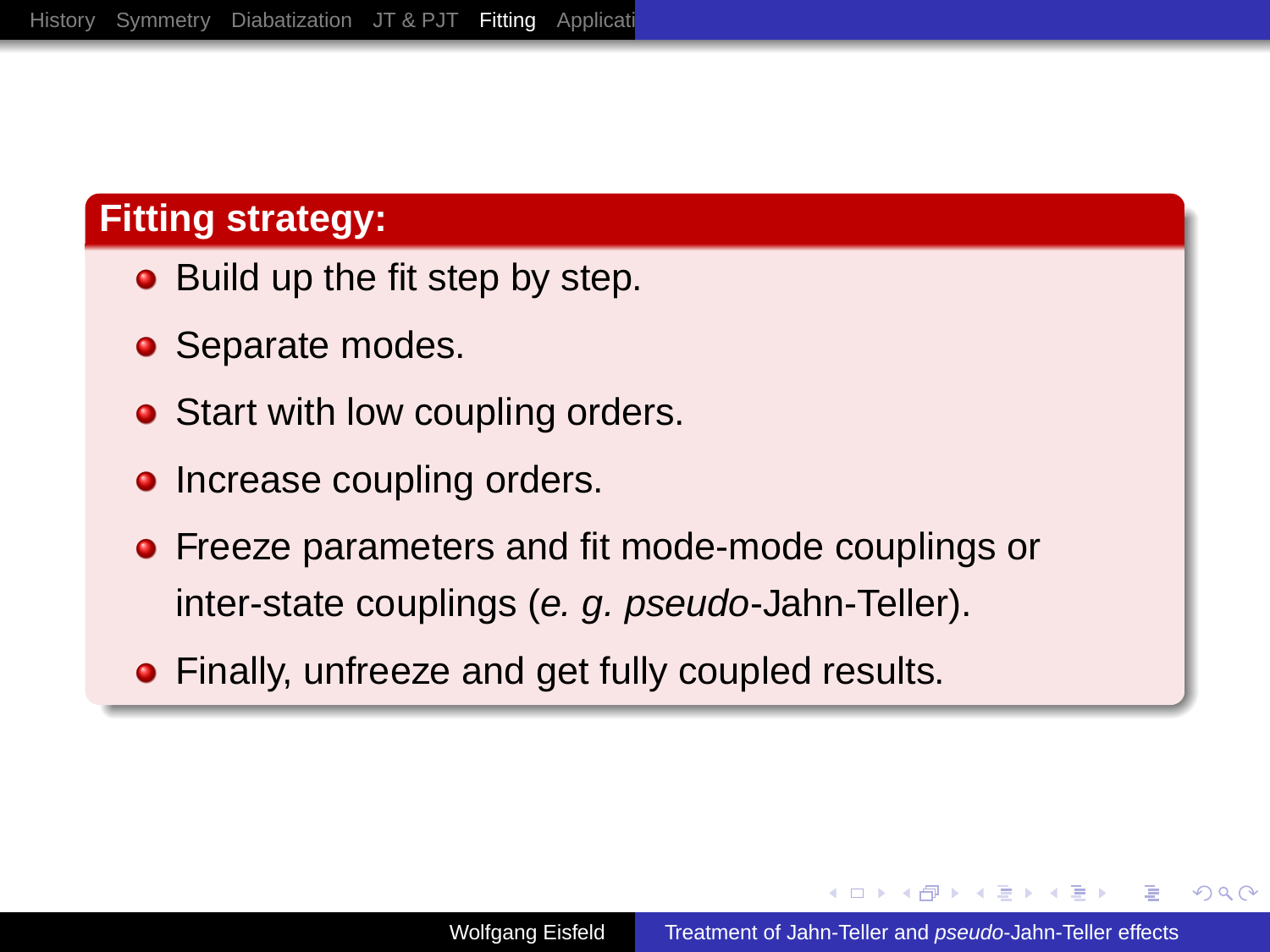## Fitting strategy:

- Build up the fit step by step.
- Separate modes.
- Start with low coupling orders.
- Increase coupling orders.
- Freeze parameters and fit mode-mode couplings or inter-state couplings (*e. g. pseudo*-Jahn-Teller).
- Finally, unfreeze and get fully coupled results.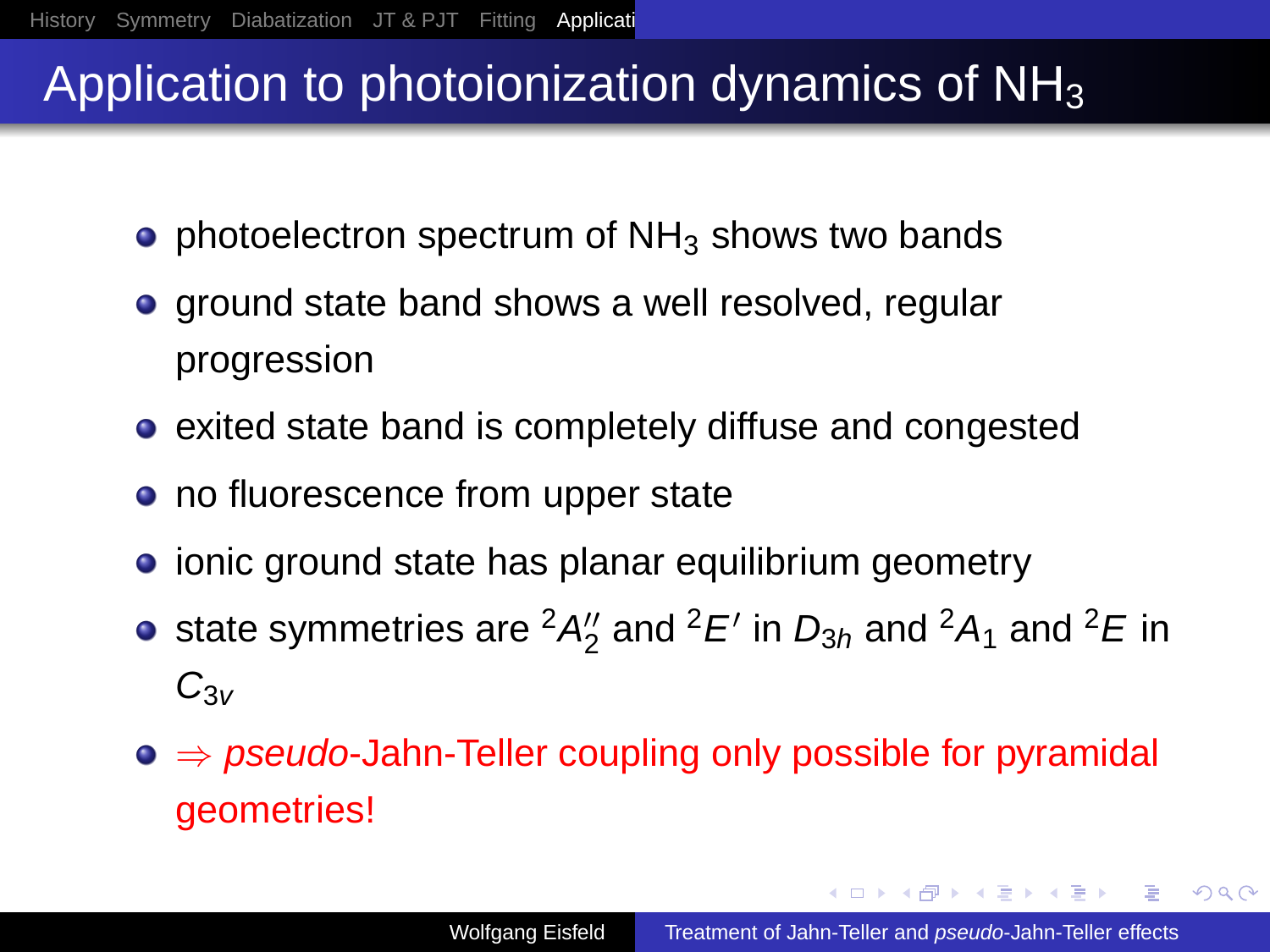# Application to photoionization dynamics of $NH_3$

- photoelectron spectrum of $NH_3$ shows two bands
- ground state band shows a well resolved, regular progression
- exited state band is completely diffuse and congested
- no fluorescence from upper state
- ionic ground state has planar equilibrium geometry
- state symmetries are $^2A_2''$ and $^2E'$ in $D_{3h}$ and $^2A_1$ and $^2E$ in $C_{3v}$
- $\Rightarrow$ *pseudo*-Jahn-Teller coupling only possible for pyramidal geometries!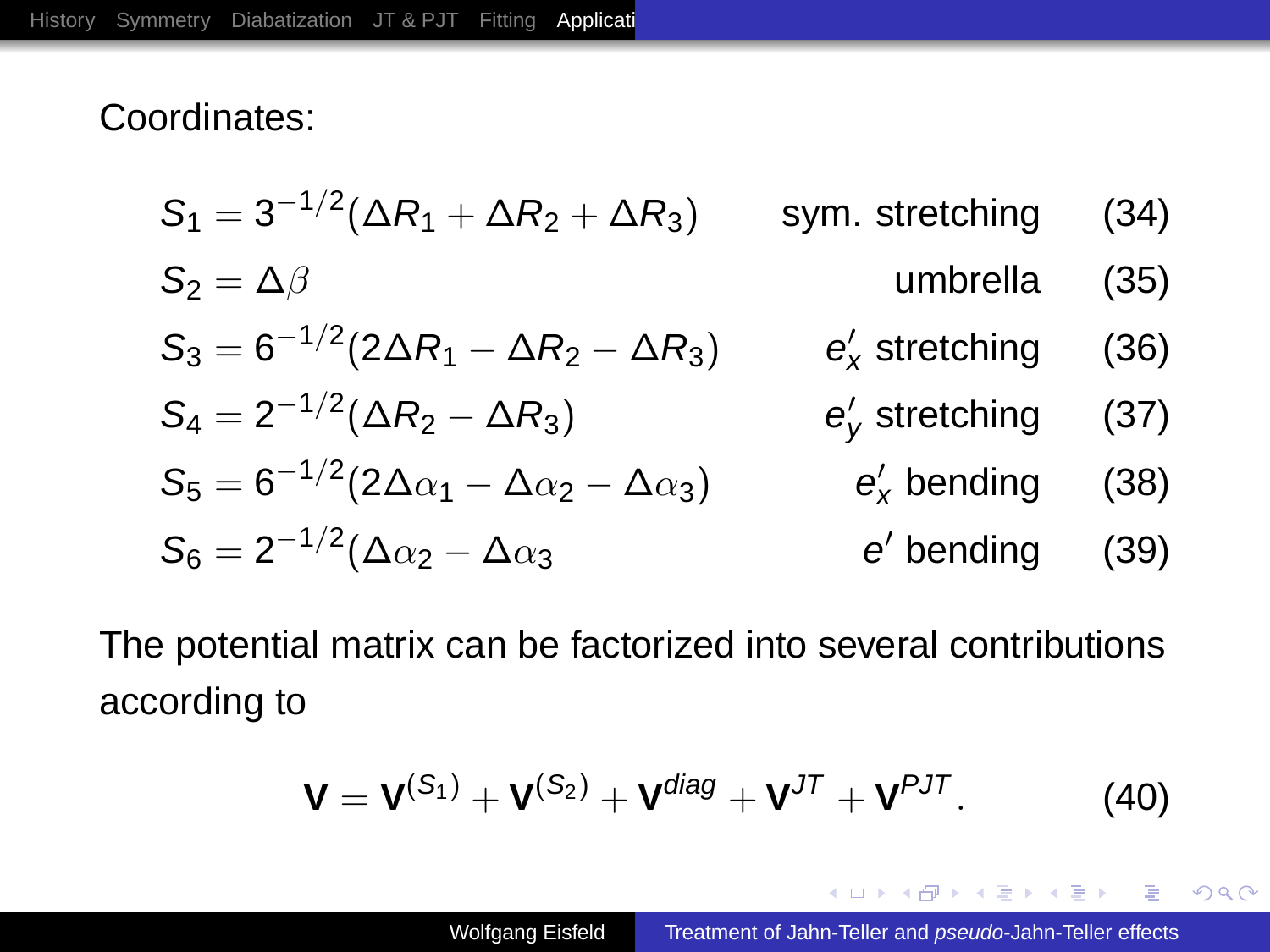Coordinates:

$$S_1 = 3^{-1/2}(\Delta R_1 + \Delta R_2 + \Delta R_3) \qquad \text{sym. stretching} \tag{34}$$

$$S_2 = \Delta\beta \qquad \text{umbrella} \tag{35}$$

$$S_3 = 6^{-1/2}(2\Delta R_1 - \Delta R_2 - \Delta R_3) \qquad e'_x \text{ stretching} \tag{36}$$

$$S_4 = 2^{-1/2}(\Delta R_2 - \Delta R_3) \qquad e'_y \text{ stretching} \tag{37}$$

$$S_5 = 6^{-1/2}(2\Delta\alpha_1 - \Delta\alpha_2 - \Delta\alpha_3) \qquad e'_x \text{ bending} \tag{38}$$

$$S_6 = 2^{-1/2}(\Delta\alpha_2 - \Delta\alpha_3 \qquad e' \text{ bending} \tag{39}$$

The potential matrix can be factorized into several contributions according to

$$\mathbf{V} = \mathbf{V}^{(S_1)} + \mathbf{V}^{(S_2)} + \mathbf{V}^{diag} + \mathbf{V}^{JT} + \mathbf{V}^{PJT}. \tag{40}$$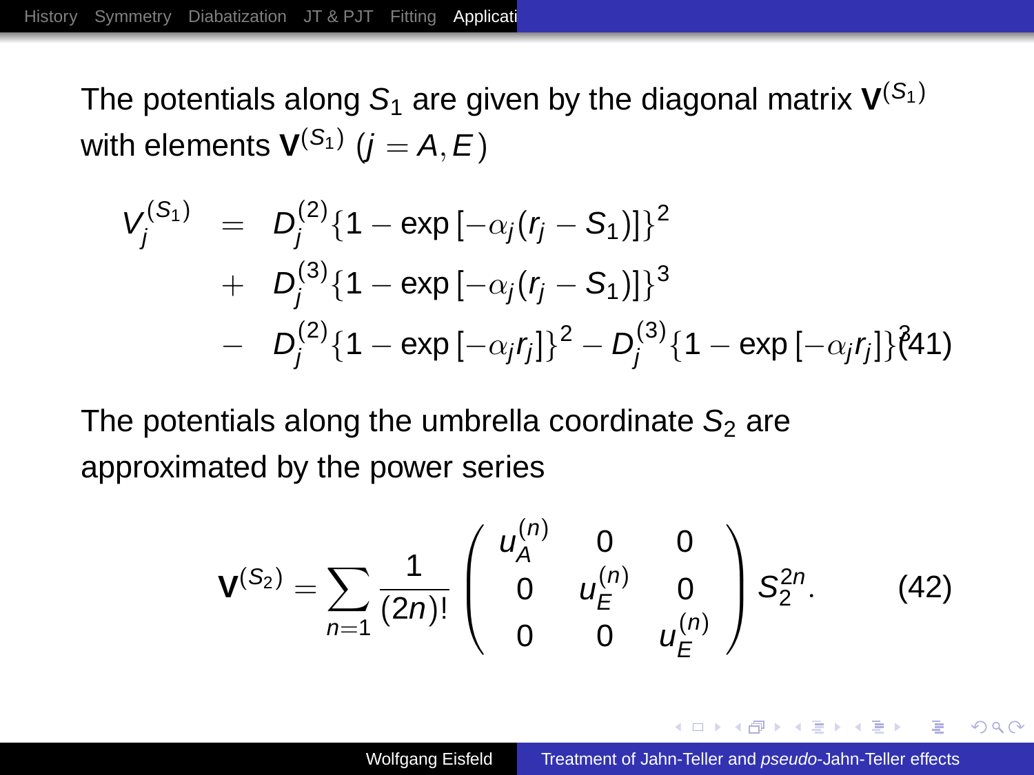The potentials along $S_1$ are given by the diagonal matrix $\mathbf{V}^{(S_1)}$ with elements $\mathbf{V}^{(S_1)}$ ($j = A, E$)

$$
\begin{aligned}
V_j^{(S_1)} &= D_j^{(2)}\{1 - \exp\left[-\alpha_j(r_j - S_1)\right]\}^2 \\
&+ D_j^{(3)}\{1 - \exp\left[-\alpha_j(r_j - S_1)\right]\}^3 \\
&- D_j^{(2)}\{1 - \exp\left[-\alpha_j r_j\right]\}^2 - D_j^{(3)}\{1 - \exp\left[-\alpha_j r_j\right]\}^3
\end{aligned}
\tag{41}
$$

The potentials along the umbrella coordinate $S_2$ are approximated by the power series

$$
\mathbf{V}^{(S_2)} = \sum_{n=1} \frac{1}{(2n)!} \begin{pmatrix} u_A^{(n)} & 0 & 0 \\ 0 & u_E^{(n)} & 0 \\ 0 & 0 & u_E^{(n)} \end{pmatrix} S_2^{2n}. \tag{42}
$$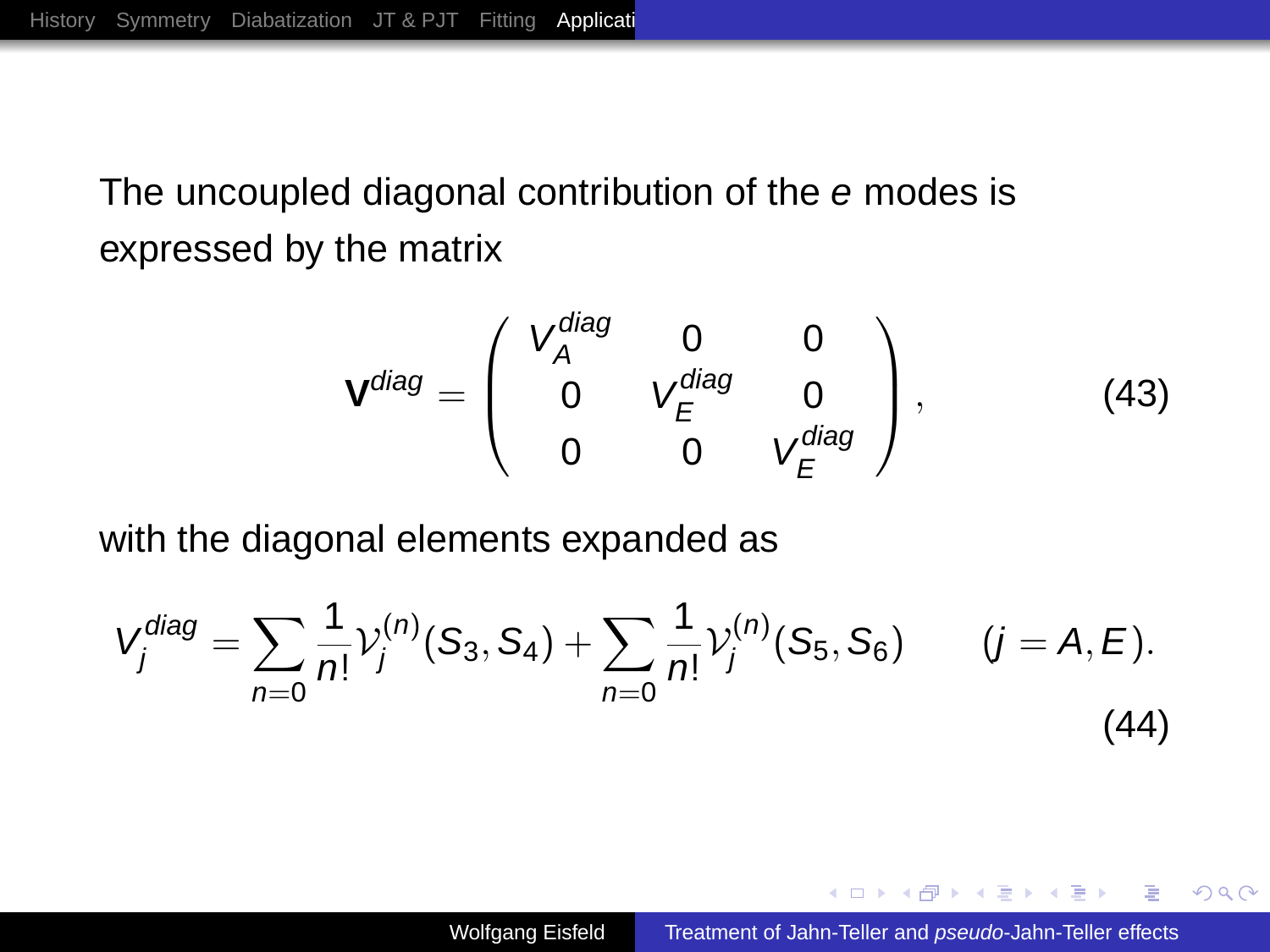The uncoupled diagonal contribution of the *e* modes is expressed by the matrix

$$\mathbf{V}^{diag} = \begin{pmatrix} V_A^{diag} & 0 & 0 \\ 0 & V_E^{diag} & 0 \\ 0 & 0 & V_E^{diag} \end{pmatrix}, \tag{43}$$

with the diagonal elements expanded as

$$V_j^{diag} = \sum_{n=0} \frac{1}{n!} \mathcal{V}_j^{(n)}(S_3, S_4) + \sum_{n=0} \frac{1}{n!} \mathcal{V}_j^{(n)}(S_5, S_6) \qquad (j = A, E). \tag{44}$$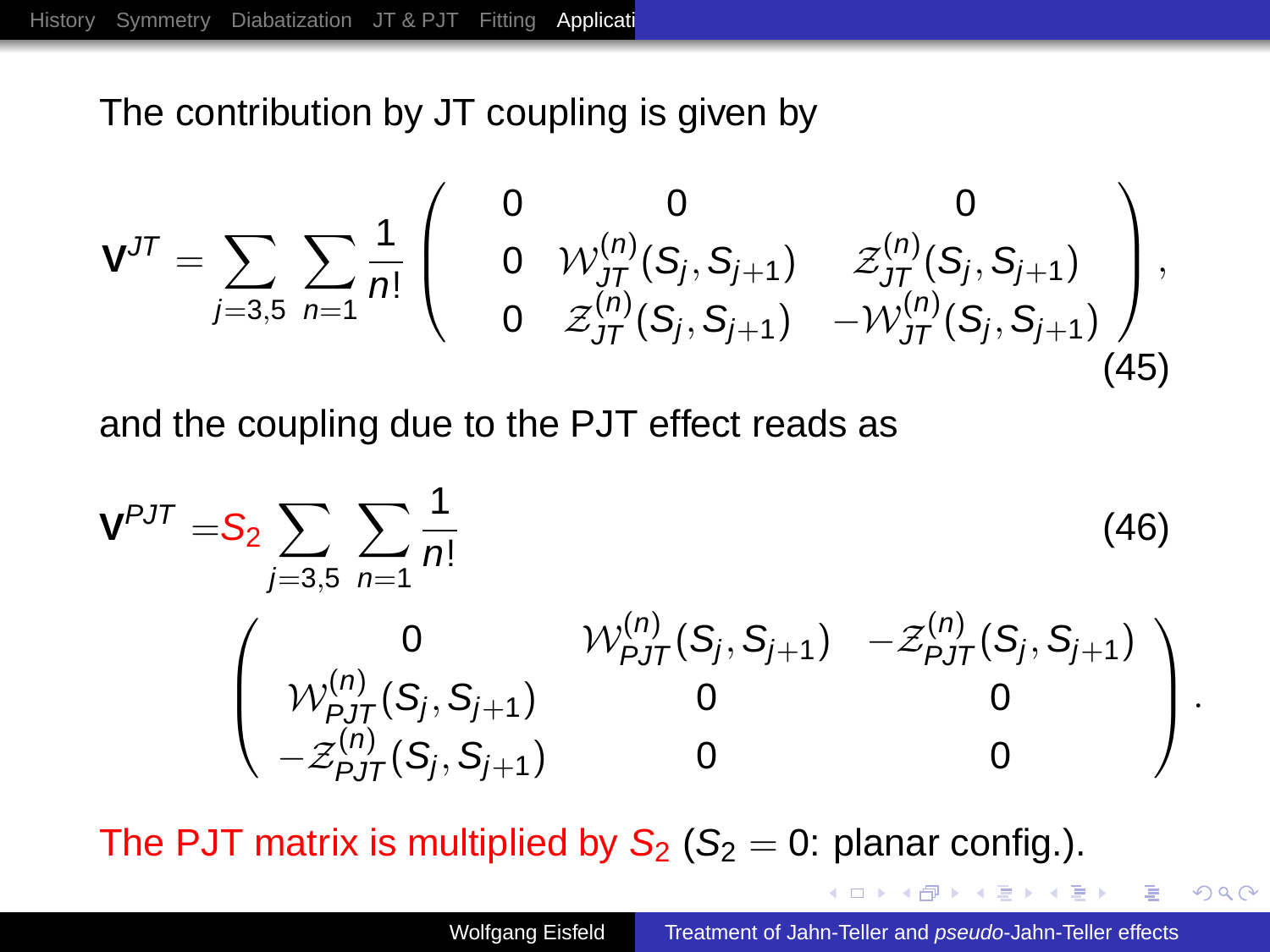The contribution by JT coupling is given by

$$\mathbf{V}^{JT} = \sum_{j=3,5} \sum_{n=1} \frac{1}{n!} \begin{pmatrix} 0 & 0 & 0 \\ 0 & \mathcal{W}_{JT}^{(n)}(S_j, S_{j+1}) & \mathcal{Z}_{JT}^{(n)}(S_j, S_{j+1}) \\ 0 & \mathcal{Z}_{JT}^{(n)}(S_j, S_{j+1}) & -\mathcal{W}_{JT}^{(n)}(S_j, S_{j+1}) \end{pmatrix}, \tag{45}$$

and the coupling due to the PJT effect reads as

$$\mathbf{V}^{PJT} = S_2 \sum_{j=3,5} \sum_{n=1} \frac{1}{n!} \tag{46}$$

$$\begin{pmatrix} 0 & \mathcal{W}_{PJT}^{(n)}(S_j, S_{j+1}) & -\mathcal{Z}_{PJT}^{(n)}(S_j, S_{j+1}) \\ \mathcal{W}_{PJT}^{(n)}(S_j, S_{j+1}) & 0 & 0 \\ -\mathcal{Z}_{PJT}^{(n)}(S_j, S_{j+1}) & 0 & 0 \end{pmatrix}.$$

The PJT matrix is multiplied by $S_2$ ($S_2 = 0$: planar config.).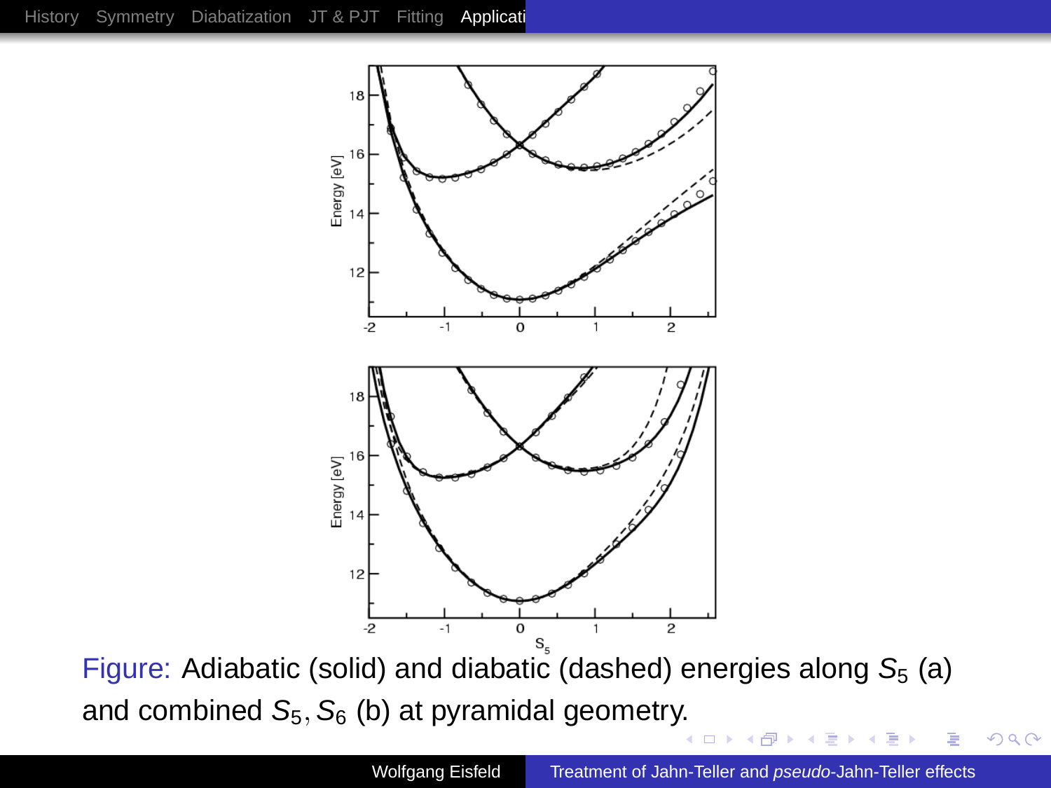Figure: Adiabatic (solid) and diabatic (dashed) energies along $S_5$ (a) and combined $S_5, S_6$ (b) at pyramidal geometry.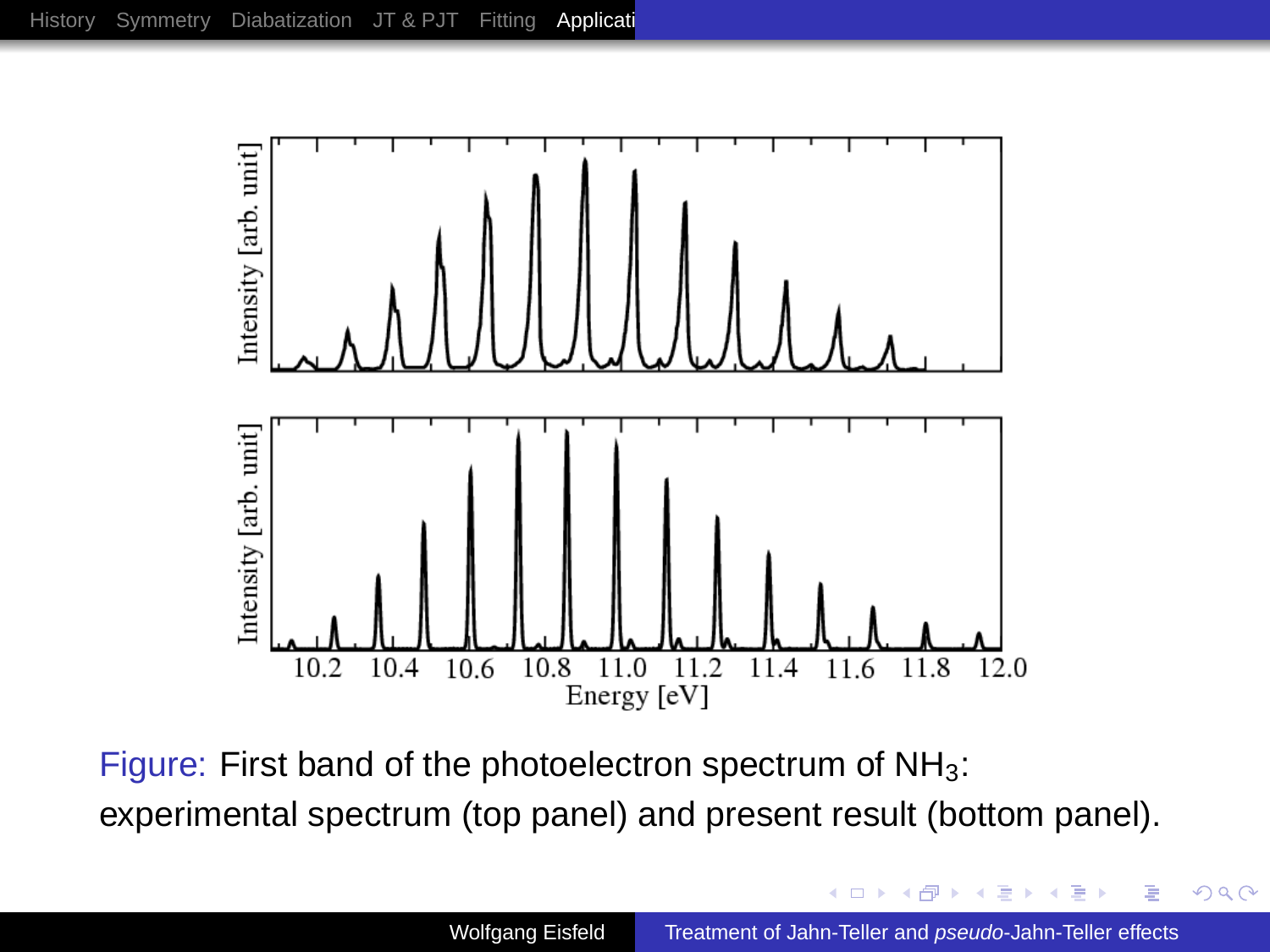Figure: First band of the photoelectron spectrum of $NH_3$: experimental spectrum (top panel) and present result (bottom panel).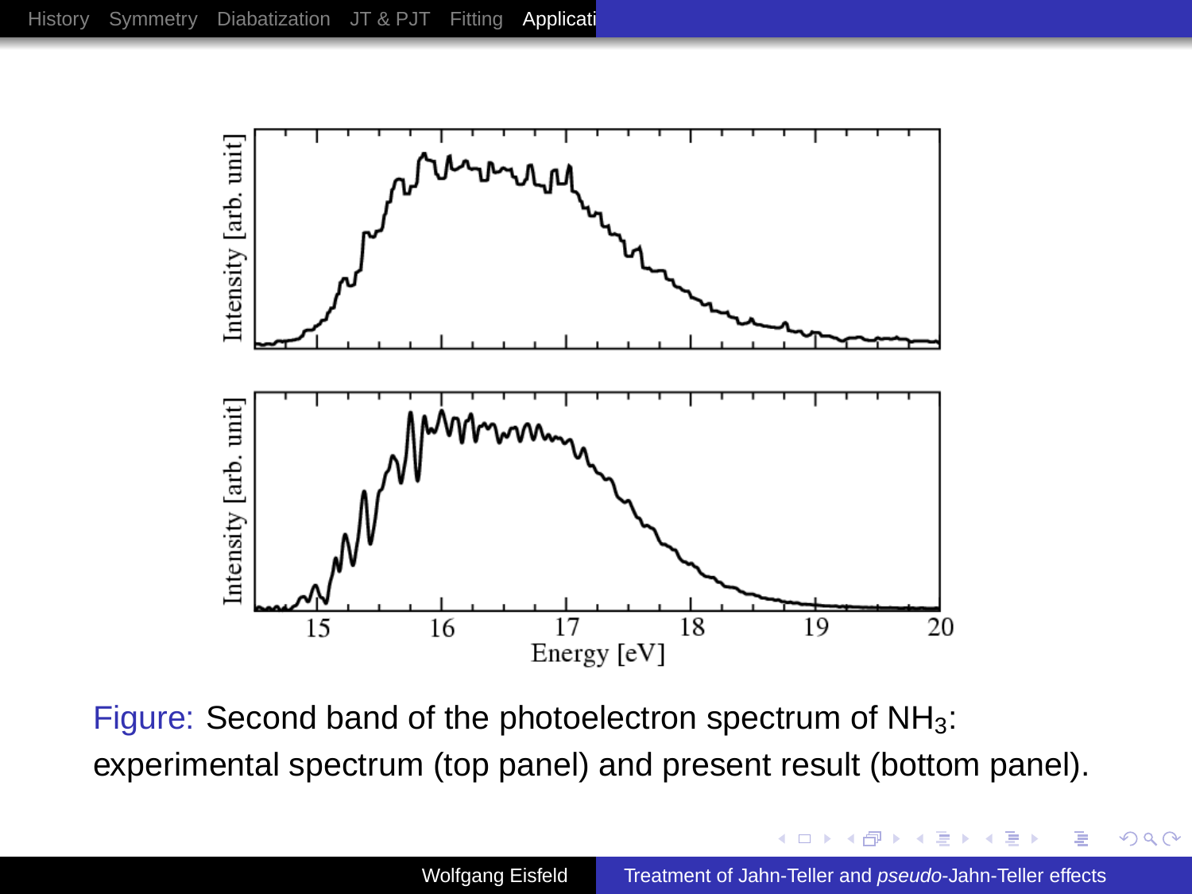Figure: Second band of the photoelectron spectrum of $NH_3$: experimental spectrum (top panel) and present result (bottom panel).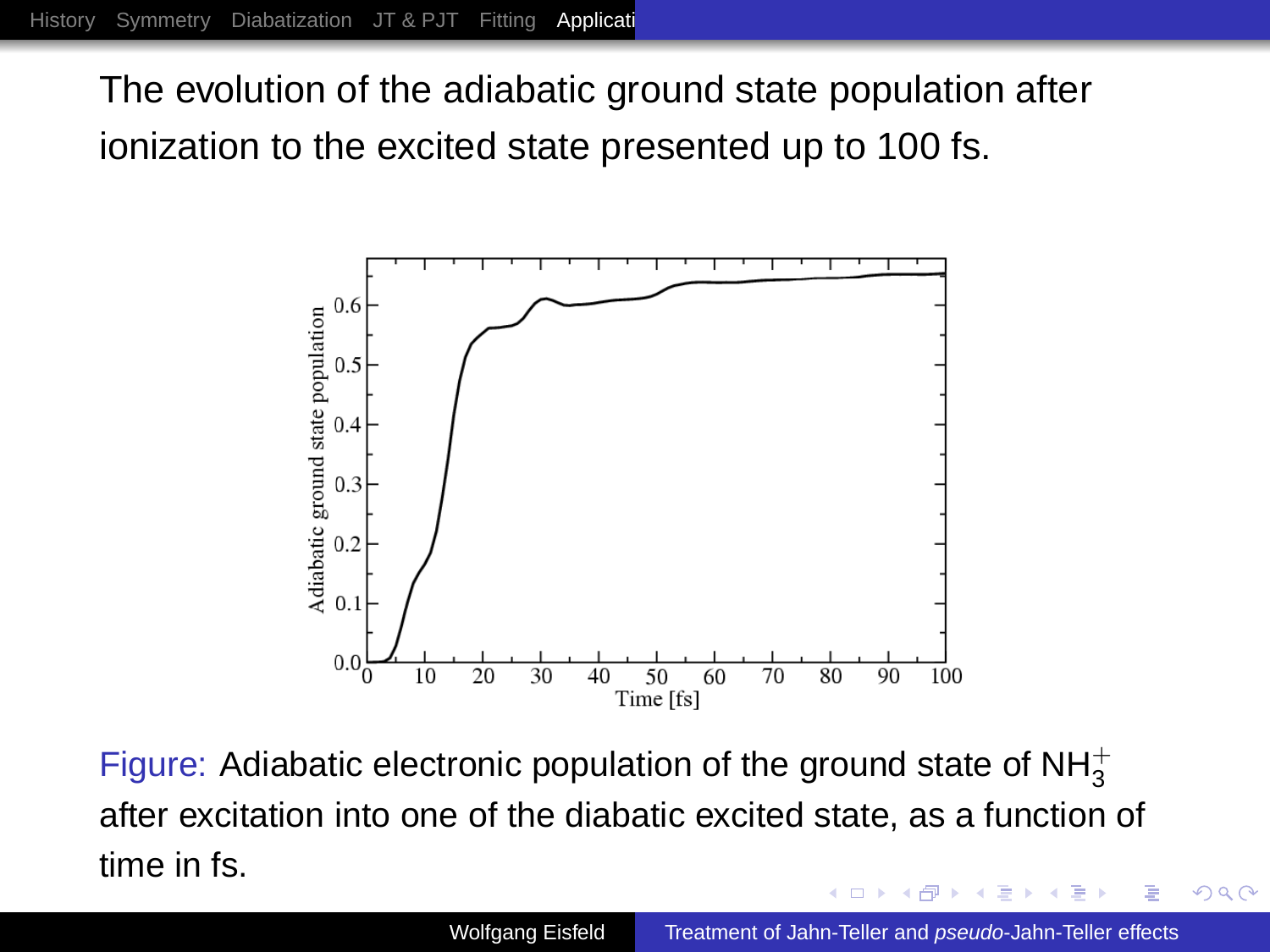The evolution of the adiabatic ground state population after ionization to the excited state presented up to 100 fs.

Figure: Adiabatic electronic population of the ground state of $NH_3^+$ after excitation into one of the diabatic excited state, as a function of time in fs.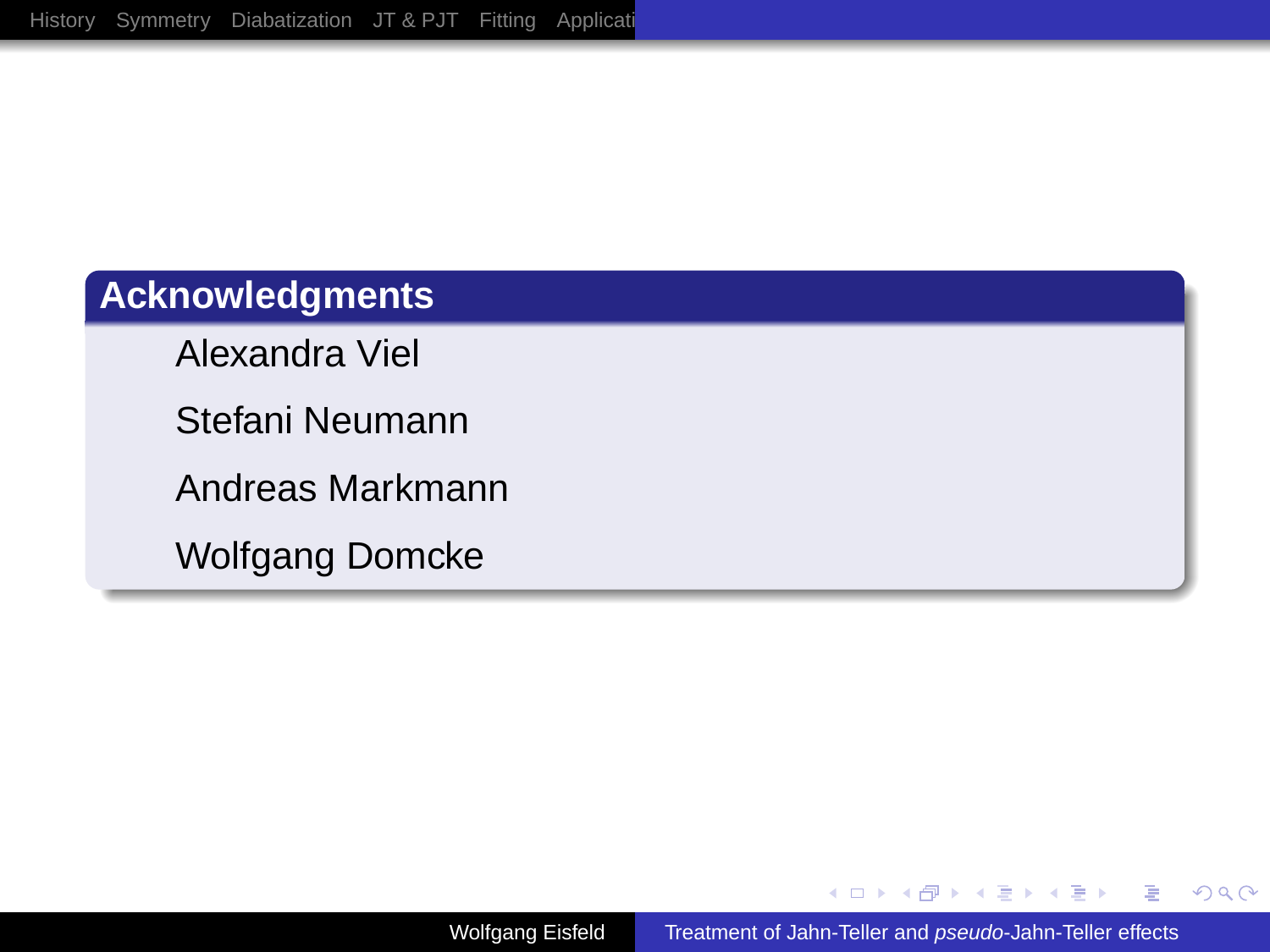## Acknowledgments

Alexandra Viel

Stefani Neumann

Andreas Markmann

Wolfgang Domcke